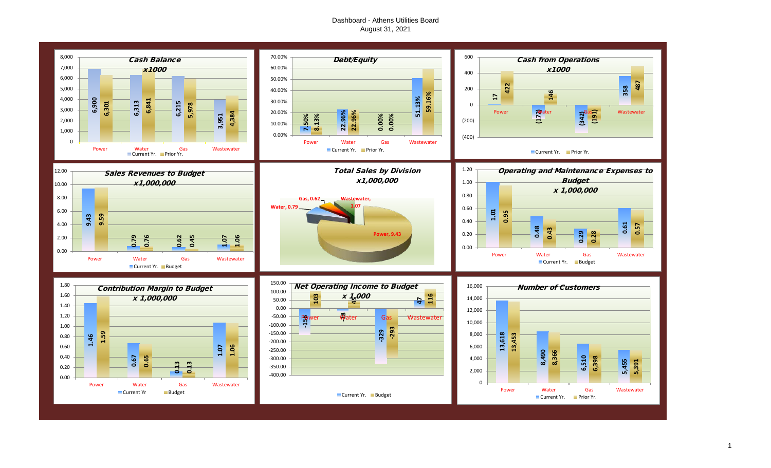# Dashboard - Athens Utilities Board
August 31, 2021

## Cash Balance x1000

| | Current Yr. | Prior Yr. |
|---|---|---|
| Power | 6,900 | 6,301 |
| Water | 6,313 | 6,841 |
| Gas | 6,215 | 5,978 |
| Wastewater | 3,951 | 4,384 |

## Debt/Equity

| | Current Yr. | Prior Yr. |
|---|---|---|
| Power | 7.50% | 8.13% |
| Water | 22.96% | 22.96% |
| Gas | 0.00% | 0.00% |
| Wastewater | 51.13% | 59.16% |

## Cash from Operations x1000

| | Current Yr. | Prior Yr. |
|---|---|---|
| Power | 17 | 422 |
| Water | (172) | 146 |
| Gas | (342) | (191) |
| Wastewater | 358 | 487 |

## Sales Revenues to Budget x1,000,000

| | Current Yr. | Budget |
|---|---|---|
| Power | 9.43 | 9.59 |
| Water | 0.79 | 0.76 |
| Gas | 0.62 | 0.45 |
| Wastewater | 1.07 | 1.06 |

## Total Sales by Division x1,000,000

| Division | Sales |
|---|---|
| Power | 9.43 |
| Water | 0.79 |
| Gas | 0.62 |
| Wastewater | 1.07 |

## Operating and Maintenance Expenses to Budget x 1,000,000

| | Current Yr. | Budget |
|---|---|---|
| Power | 1.01 | 0.95 |
| Water | 0.48 | 0.43 |
| Gas | 0.29 | 0.28 |
| Wastewater | 0.61 | 0.57 |

## Contribution Margin to Budget x 1,000,000

| | Current Yr | Budget |
|---|---|---|
| Power | 1.46 | 1.59 |
| Water | 0.67 | 0.65 |
| Gas | 0.13 | 0.13 |
| Wastewater | 1.07 | 1.06 |

## Net Operating Income to Budget x 1,000

| | Current Yr. | Budget |
|---|---|---|
| Power | -158 | 103 |
| Water | -18 | 43 |
| Gas | -329 | -293 |
| Wastewater | 47 | 116 |

## Number of Customers

| | Current Yr. | Prior Yr. |
|---|---|---|
| Power | 13,618 | 13,453 |
| Water | 8,490 | 8,366 |
| Gas | 6,510 | 6,398 |
| Wastewater | 5,455 | 5,391 |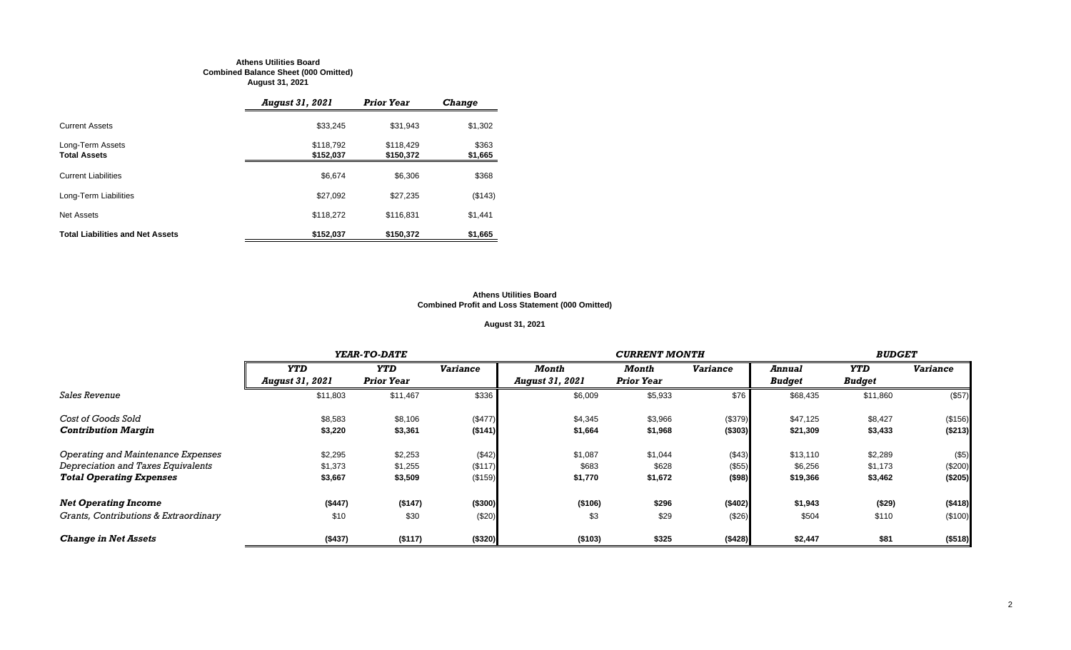**Athens Utilities Board**
**Combined Balance Sheet (000 Omitted)**
**August 31, 2021**

| | *August 31, 2021* | *Prior Year* | *Change* |
|---|---|---|---|
| Current Assets | $33,245 | $31,943 | $1,302 |
| Long-Term Assets | $118,792 | $118,429 | $363 |
| **Total Assets** | **$152,037** | **$150,372** | **$1,665** |
| Current Liabilities | $6,674 | $6,306 | $368 |
| Long-Term Liabilities | $27,092 | $27,235 | ($143) |
| Net Assets | $118,272 | $116,831 | $1,441 |
| **Total Liabilities and Net Assets** | **$152,037** | **$150,372** | **$1,665** |

**Athens Utilities Board**
**Combined Profit and Loss Statement (000 Omitted)**

**August 31, 2021**

| | *YEAR-TO-DATE* | | | *CURRENT MONTH* | | | *BUDGET* | | |
|---|---|---|---|---|---|---|---|---|---|
| | *YTD August 31, 2021* | *YTD Prior Year* | *Variance* | *Month August 31, 2021* | *Month Prior Year* | *Variance* | *Annual Budget* | *YTD Budget* | *Variance* |
| *Sales Revenue* | $11,803 | $11,467 | $336 | $6,009 | $5,933 | $76 | $68,435 | $11,860 | ($57) |
| *Cost of Goods Sold* | $8,583 | $8,106 | ($477) | $4,345 | $3,966 | ($379) | $47,125 | $8,427 | ($156) |
| ***Contribution Margin*** | **$3,220** | **$3,361** | **($141)** | **$1,664** | **$1,968** | **($303)** | **$21,309** | **$3,433** | **($213)** |
| *Operating and Maintenance Expenses* | $2,295 | $2,253 | ($42) | $1,087 | $1,044 | ($43) | $13,110 | $2,289 | ($5) |
| *Depreciation and Taxes Equivalents* | $1,373 | $1,255 | ($117) | $683 | $628 | ($55) | $6,256 | $1,173 | ($200) |
| ***Total Operating Expenses*** | **$3,667** | **$3,509** | ($159) | **$1,770** | **$1,672** | **($98)** | **$19,366** | **$3,462** | **($205)** |
| ***Net Operating Income*** | **($447)** | **($147)** | **($300)** | **($106)** | **$296** | **($402)** | **$1,943** | **($29)** | **($418)** |
| *Grants, Contributions & Extraordinary* | $10 | $30 | ($20) | $3 | $29 | ($26) | $504 | $110 | ($100) |
| ***Change in Net Assets*** | **($437)** | **($117)** | **($320)** | **($103)** | **$325** | **($428)** | **$2,447** | **$81** | **($518)** |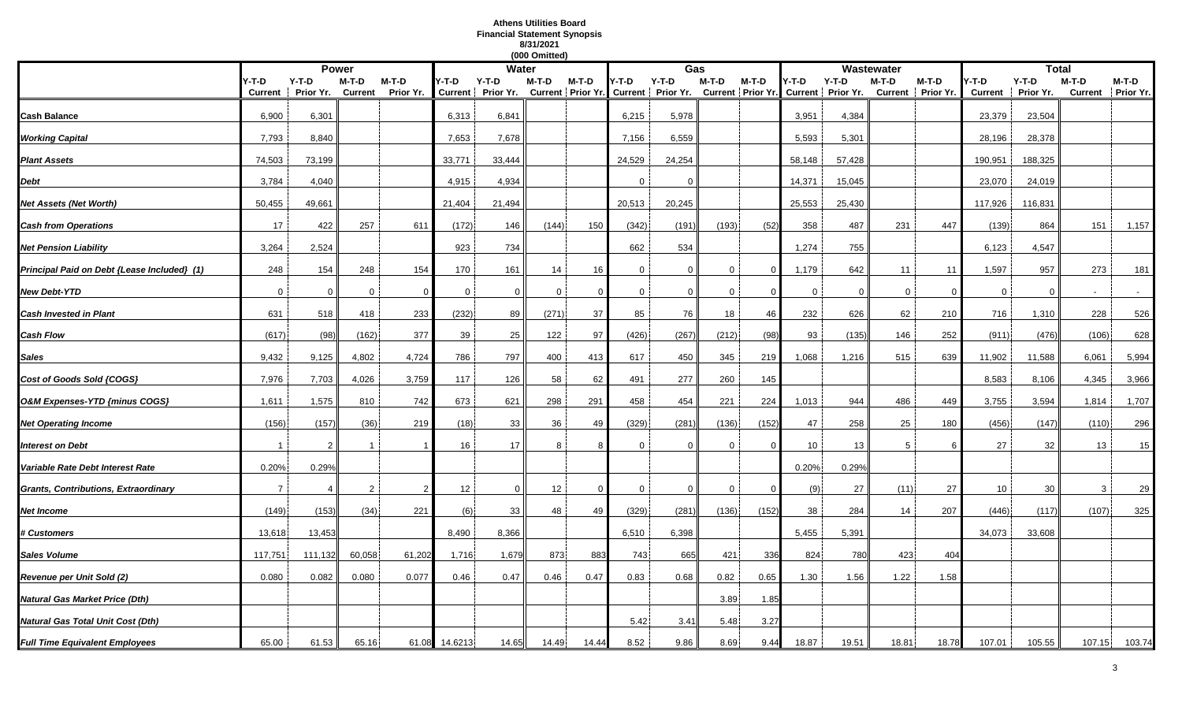# Athens Utilities Board
## Financial Statement Synopsis
### 8/31/2021
### (000 Omitted)

| | Power | | | | Water | | | | Gas | | | | Wastewater | | | | Total | | | |
|---|---|---|---|---|---|---|---|---|---|---|---|---|---|---|---|---|---|---|---|---|
| | Y-T-D Current | Y-T-D Prior Yr. | M-T-D Current | M-T-D Prior Yr. | Y-T-D Current | Y-T-D Prior Yr. | M-T-D Current | M-T-D Prior Yr. | Y-T-D Current | Y-T-D Prior Yr. | M-T-D Current | M-T-D Prior Yr. | Y-T-D Current | Y-T-D Prior Yr. | M-T-D Current | M-T-D Prior Yr. | Y-T-D Current | Y-T-D Prior Yr. | M-T-D Current | M-T-D Prior Yr. |
| **Cash Balance** | 6,900 | 6,301 | | | 6,313 | 6,841 | | | 6,215 | 5,978 | | | 3,951 | 4,384 | | | 23,379 | 23,504 | | |
| ***Working Capital*** | 7,793 | 8,840 | | | 7,653 | 7,678 | | | 7,156 | 6,559 | | | 5,593 | 5,301 | | | 28,196 | 28,378 | | |
| ***Plant Assets*** | 74,503 | 73,199 | | | 33,771 | 33,444 | | | 24,529 | 24,254 | | | 58,148 | 57,428 | | | 190,951 | 188,325 | | |
| ***Debt*** | 3,784 | 4,040 | | | 4,915 | 4,934 | | | 0 | 0 | | | 14,371 | 15,045 | | | 23,070 | 24,019 | | |
| ***Net Assets (Net Worth)*** | 50,455 | 49,661 | | | 21,404 | 21,494 | | | 20,513 | 20,245 | | | 25,553 | 25,430 | | | 117,926 | 116,831 | | |
| ***Cash from Operations*** | 17 | 422 | 257 | 611 | (172) | 146 | (144) | 150 | (342) | (191) | (193) | (52) | 358 | 487 | 231 | 447 | (139) | 864 | 151 | 1,157 |
| ***Net Pension Liability*** | 3,264 | 2,524 | | | 923 | 734 | | | 662 | 534 | | | 1,274 | 755 | | | 6,123 | 4,547 | | |
| ***Principal Paid on Debt {Lease Included} (1)*** | 248 | 154 | 248 | 154 | 170 | 161 | 14 | 16 | 0 | 0 | 0 | 0 | 1,179 | 642 | 11 | 11 | 1,597 | 957 | 273 | 181 |
| ***New Debt-YTD*** | 0 | 0 | 0 | 0 | 0 | 0 | 0 | 0 | 0 | 0 | 0 | 0 | 0 | 0 | 0 | 0 | 0 | 0 | - | - |
| ***Cash Invested in Plant*** | 631 | 518 | 418 | 233 | (232) | 89 | (271) | 37 | 85 | 76 | 18 | 46 | 232 | 626 | 62 | 210 | 716 | 1,310 | 228 | 526 |
| ***Cash Flow*** | (617) | (98) | (162) | 377 | 39 | 25 | 122 | 97 | (426) | (267) | (212) | (98) | 93 | (135) | 146 | 252 | (911) | (476) | (106) | 628 |
| ***Sales*** | 9,432 | 9,125 | 4,802 | 4,724 | 786 | 797 | 400 | 413 | 617 | 450 | 345 | 219 | 1,068 | 1,216 | 515 | 639 | 11,902 | 11,588 | 6,061 | 5,994 |
| ***Cost of Goods Sold {COGS}*** | 7,976 | 7,703 | 4,026 | 3,759 | 117 | 126 | 58 | 62 | 491 | 277 | 260 | 145 | | | | | 8,583 | 8,106 | 4,345 | 3,966 |
| ***O&M Expenses-YTD {minus COGS}*** | 1,611 | 1,575 | 810 | 742 | 673 | 621 | 298 | 291 | 458 | 454 | 221 | 224 | 1,013 | 944 | 486 | 449 | 3,755 | 3,594 | 1,814 | 1,707 |
| ***Net Operating Income*** | (156) | (157) | (36) | 219 | (18) | 33 | 36 | 49 | (329) | (281) | (136) | (152) | 47 | 258 | 25 | 180 | (456) | (147) | (110) | 296 |
| ***Interest on Debt*** | 1 | 2 | 1 | 1 | 16 | 17 | 8 | 8 | 0 | 0 | 0 | 0 | 10 | 13 | 5 | 6 | 27 | 32 | 13 | 15 |
| ***Variable Rate Debt Interest Rate*** | 0.20% | 0.29% | | | | | | | | | | | 0.20% | 0.29% | | | | | | |
| ***Grants, Contributions, Extraordinary*** | 7 | 4 | 2 | 2 | 12 | 0 | 12 | 0 | 0 | 0 | 0 | 0 | (9) | 27 | (11) | 27 | 10 | 30 | 3 | 29 |
| ***Net Income*** | (149) | (153) | (34) | 221 | (6) | 33 | 48 | 49 | (329) | (281) | (136) | (152) | 38 | 284 | 14 | 207 | (446) | (117) | (107) | 325 |
| ***# Customers*** | 13,618 | 13,453 | | | 8,490 | 8,366 | | | 6,510 | 6,398 | | | 5,455 | 5,391 | | | 34,073 | 33,608 | | |
| ***Sales Volume*** | 117,751 | 111,132 | 60,058 | 61,202 | 1,716 | 1,679 | 873 | 883 | 743 | 665 | 421 | 336 | 824 | 780 | 423 | 404 | | | | |
| ***Revenue per Unit Sold (2)*** | 0.080 | 0.082 | 0.080 | 0.077 | 0.46 | 0.47 | 0.46 | 0.47 | 0.83 | 0.68 | 0.82 | 0.65 | 1.30 | 1.56 | 1.22 | 1.58 | | | | |
| ***Natural Gas Market Price (Dth)*** | | | | | | | | | | | 3.89 | 1.85 | | | | | | | | |
| ***Natural Gas Total Unit Cost (Dth)*** | | | | | | | | | 5.42 | 3.41 | 5.48 | 3.27 | | | | | | | | |
| ***Full Time Equivalent Employees*** | 65.00 | 61.53 | 65.16 | 61.08 | 14.6213 | 14.65 | 14.49 | 14.44 | 8.52 | 9.86 | 8.69 | 9.44 | 18.87 | 19.51 | 18.81 | 18.78 | 107.01 | 105.55 | 107.15 | 103.74 |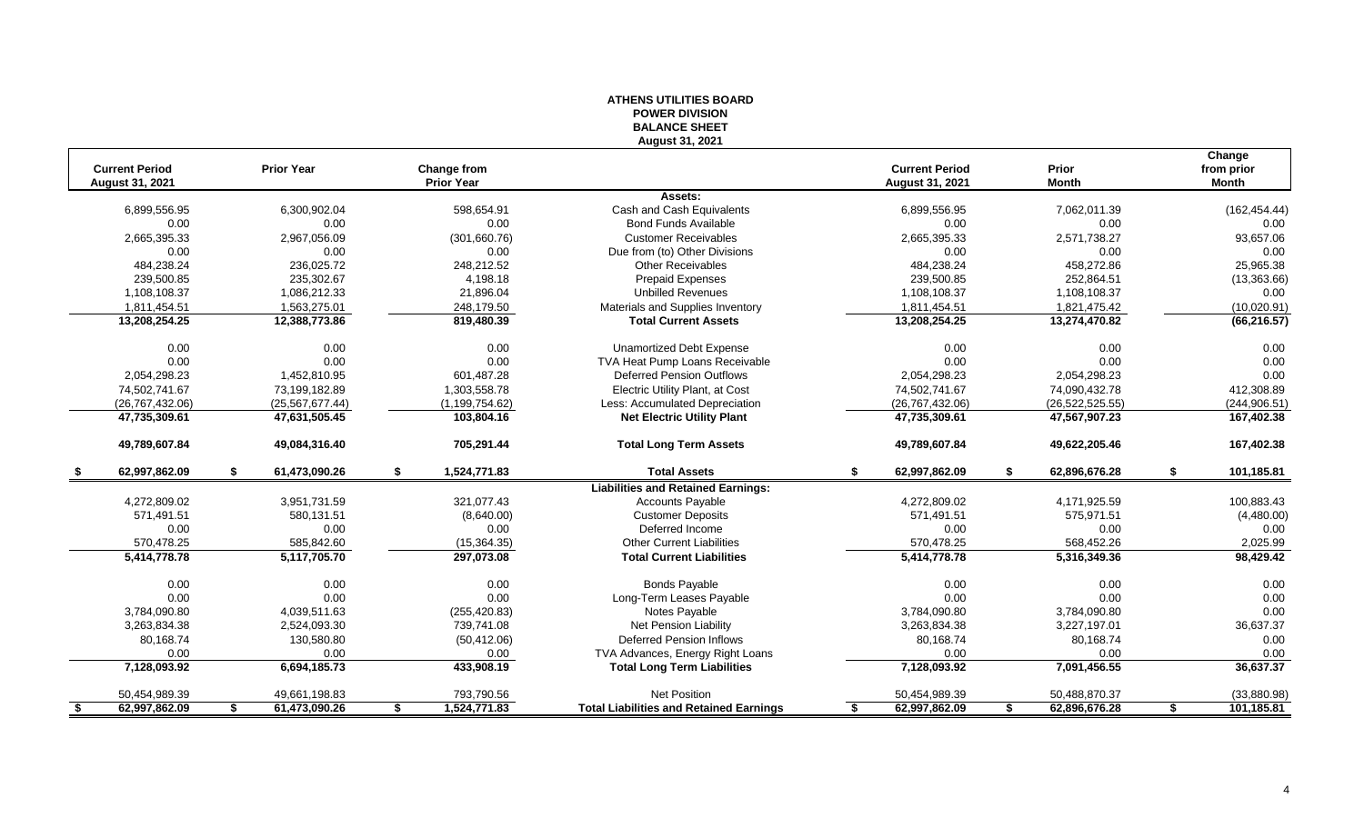# ATHENS UTILITIES BOARD
## POWER DIVISION
## BALANCE SHEET
### August 31, 2021

| Current Period August 31, 2021 | Prior Year | Change from Prior Year | | Current Period August 31, 2021 | Prior Month | Change from prior Month |
|---|---|---|---|---|---|---|
| | | | **Assets:** | | | |
| 6,899,556.95 | 6,300,902.04 | 598,654.91 | Cash and Cash Equivalents | 6,899,556.95 | 7,062,011.39 | (162,454.44) |
| 0.00 | 0.00 | 0.00 | Bond Funds Available | 0.00 | 0.00 | 0.00 |
| 2,665,395.33 | 2,967,056.09 | (301,660.76) | Customer Receivables | 2,665,395.33 | 2,571,738.27 | 93,657.06 |
| 0.00 | 0.00 | 0.00 | Due from (to) Other Divisions | 0.00 | 0.00 | 0.00 |
| 484,238.24 | 236,025.72 | 248,212.52 | Other Receivables | 484,238.24 | 458,272.86 | 25,965.38 |
| 239,500.85 | 235,302.67 | 4,198.18 | Prepaid Expenses | 239,500.85 | 252,864.51 | (13,363.66) |
| 1,108,108.37 | 1,086,212.33 | 21,896.04 | Unbilled Revenues | 1,108,108.37 | 1,108,108.37 | 0.00 |
| 1,811,454.51 | 1,563,275.01 | 248,179.50 | Materials and Supplies Inventory | 1,811,454.51 | 1,821,475.42 | (10,020.91) |
| **13,208,254.25** | **12,388,773.86** | **819,480.39** | **Total Current Assets** | **13,208,254.25** | **13,274,470.82** | **(66,216.57)** |
| 0.00 | 0.00 | 0.00 | Unamortized Debt Expense | 0.00 | 0.00 | 0.00 |
| 0.00 | 0.00 | 0.00 | TVA Heat Pump Loans Receivable | 0.00 | 0.00 | 0.00 |
| 2,054,298.23 | 1,452,810.95 | 601,487.28 | Deferred Pension Outflows | 2,054,298.23 | 2,054,298.23 | 0.00 |
| 74,502,741.67 | 73,199,182.89 | 1,303,558.78 | Electric Utility Plant, at Cost | 74,502,741.67 | 74,090,432.78 | 412,308.89 |
| (26,767,432.06) | (25,567,677.44) | (1,199,754.62) | Less: Accumulated Depreciation | (26,767,432.06) | (26,522,525.55) | (244,906.51) |
| **47,735,309.61** | **47,631,505.45** | **103,804.16** | **Net Electric Utility Plant** | **47,735,309.61** | **47,567,907.23** | **167,402.38** |
| **49,789,607.84** | **49,084,316.40** | **705,291.44** | **Total Long Term Assets** | **49,789,607.84** | **49,622,205.46** | **167,402.38** |
| **$ 62,997,862.09** | **$ 61,473,090.26** | **$ 1,524,771.83** | **Total Assets** | **$ 62,997,862.09** | **$ 62,896,676.28** | **$ 101,185.81** |
| | | | **Liabilities and Retained Earnings:** | | | |
| 4,272,809.02 | 3,951,731.59 | 321,077.43 | Accounts Payable | 4,272,809.02 | 4,171,925.59 | 100,883.43 |
| 571,491.51 | 580,131.51 | (8,640.00) | Customer Deposits | 571,491.51 | 575,971.51 | (4,480.00) |
| 0.00 | 0.00 | 0.00 | Deferred Income | 0.00 | 0.00 | 0.00 |
| 570,478.25 | 585,842.60 | (15,364.35) | Other Current Liabilities | 570,478.25 | 568,452.26 | 2,025.99 |
| **5,414,778.78** | **5,117,705.70** | **297,073.08** | **Total Current Liabilities** | **5,414,778.78** | **5,316,349.36** | **98,429.42** |
| 0.00 | 0.00 | 0.00 | Bonds Payable | 0.00 | 0.00 | 0.00 |
| 0.00 | 0.00 | 0.00 | Long-Term Leases Payable | 0.00 | 0.00 | 0.00 |
| 3,784,090.80 | 4,039,511.63 | (255,420.83) | Notes Payable | 3,784,090.80 | 3,784,090.80 | 0.00 |
| 3,263,834.38 | 2,524,093.30 | 739,741.08 | Net Pension Liability | 3,263,834.38 | 3,227,197.01 | 36,637.37 |
| 80,168.74 | 130,580.80 | (50,412.06) | Deferred Pension Inflows | 80,168.74 | 80,168.74 | 0.00 |
| 0.00 | 0.00 | 0.00 | TVA Advances, Energy Right Loans | 0.00 | 0.00 | 0.00 |
| **7,128,093.92** | **6,694,185.73** | **433,908.19** | **Total Long Term Liabilities** | **7,128,093.92** | **7,091,456.55** | **36,637.37** |
| 50,454,989.39 | 49,661,198.83 | 793,790.56 | Net Position | 50,454,989.39 | 50,488,870.37 | (33,880.98) |
| **$ 62,997,862.09** | **$ 61,473,090.26** | **$ 1,524,771.83** | **Total Liabilities and Retained Earnings** | **$ 62,997,862.09** | **$ 62,896,676.28** | **$ 101,185.81** |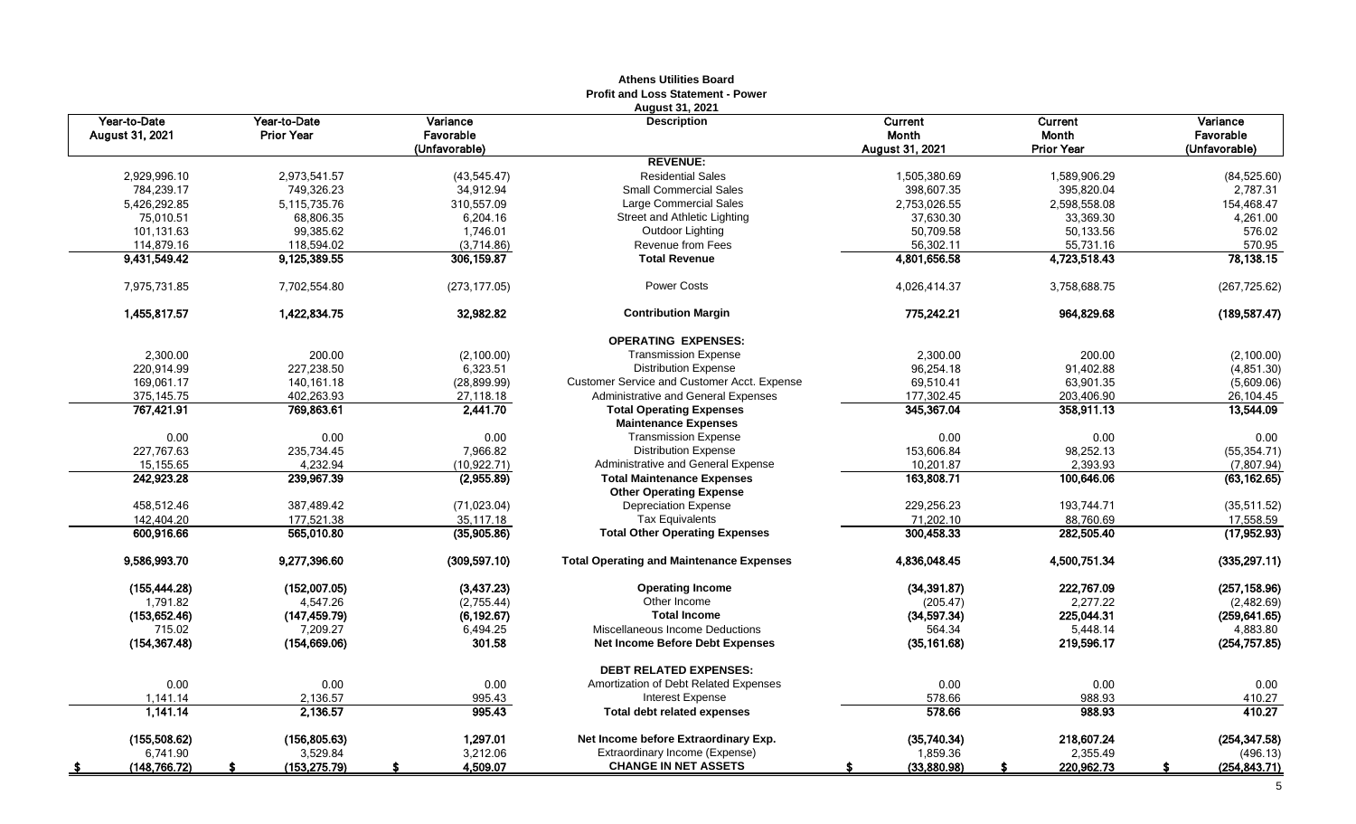# Athens Utilities Board
## Profit and Loss Statement - Power
### August 31, 2021

| Year-to-Date August 31, 2021 | Year-to-Date Prior Year | Variance Favorable (Unfavorable) | Description | Current Month August 31, 2021 | Current Month Prior Year | Variance Favorable (Unfavorable) |
|---|---|---|---|---|---|---|
| | | | **REVENUE:** | | | |
| 2,929,996.10 | 2,973,541.57 | (43,545.47) | Residential Sales | 1,505,380.69 | 1,589,906.29 | (84,525.60) |
| 784,239.17 | 749,326.23 | 34,912.94 | Small Commercial Sales | 398,607.35 | 395,820.04 | 2,787.31 |
| 5,426,292.85 | 5,115,735.76 | 310,557.09 | Large Commercial Sales | 2,753,026.55 | 2,598,558.08 | 154,468.47 |
| 75,010.51 | 68,806.35 | 6,204.16 | Street and Athletic Lighting | 37,630.30 | 33,369.30 | 4,261.00 |
| 101,131.63 | 99,385.62 | 1,746.01 | Outdoor Lighting | 50,709.58 | 50,133.56 | 576.02 |
| 114,879.16 | 118,594.02 | (3,714.86) | Revenue from Fees | 56,302.11 | 55,731.16 | 570.95 |
| **9,431,549.42** | **9,125,389.55** | **306,159.87** | **Total Revenue** | **4,801,656.58** | **4,723,518.43** | **78,138.15** |
| 7,975,731.85 | 7,702,554.80 | (273,177.05) | Power Costs | 4,026,414.37 | 3,758,688.75 | (267,725.62) |
| **1,455,817.57** | **1,422,834.75** | **32,982.82** | **Contribution Margin** | **775,242.21** | **964,829.68** | **(189,587.47)** |
| | | | **OPERATING EXPENSES:** | | | |
| 2,300.00 | 200.00 | (2,100.00) | Transmission Expense | 2,300.00 | 200.00 | (2,100.00) |
| 220,914.99 | 227,238.50 | 6,323.51 | Distribution Expense | 96,254.18 | 91,402.88 | (4,851.30) |
| 169,061.17 | 140,161.18 | (28,899.99) | Customer Service and Customer Acct. Expense | 69,510.41 | 63,901.35 | (5,609.06) |
| 375,145.75 | 402,263.93 | 27,118.18 | Administrative and General Expenses | 177,302.45 | 203,406.90 | 26,104.45 |
| **767,421.91** | **769,863.61** | **2,441.70** | **Total Operating Expenses** | **345,367.04** | **358,911.13** | **13,544.09** |
| | | | **Maintenance Expenses** | | | |
| 0.00 | 0.00 | 0.00 | Transmission Expense | 0.00 | 0.00 | 0.00 |
| 227,767.63 | 235,734.45 | 7,966.82 | Distribution Expense | 153,606.84 | 98,252.13 | (55,354.71) |
| 15,155.65 | 4,232.94 | (10,922.71) | Administrative and General Expense | 10,201.87 | 2,393.93 | (7,807.94) |
| **242,923.28** | **239,967.39** | **(2,955.89)** | **Total Maintenance Expenses** | **163,808.71** | **100,646.06** | **(63,162.65)** |
| | | | **Other Operating Expense** | | | |
| 458,512.46 | 387,489.42 | (71,023.04) | Depreciation Expense | 229,256.23 | 193,744.71 | (35,511.52) |
| 142,404.20 | 177,521.38 | 35,117.18 | Tax Equivalents | 71,202.10 | 88,760.69 | 17,558.59 |
| **600,916.66** | **565,010.80** | **(35,905.86)** | **Total Other Operating Expenses** | **300,458.33** | **282,505.40** | **(17,952.93)** |
| **9,586,993.70** | **9,277,396.60** | **(309,597.10)** | **Total Operating and Maintenance Expenses** | **4,836,048.45** | **4,500,751.34** | **(335,297.11)** |
| **(155,444.28)** | **(152,007.05)** | **(3,437.23)** | **Operating Income** | **(34,391.87)** | **222,767.09** | **(257,158.96)** |
| 1,791.82 | 4,547.26 | (2,755.44) | Other Income | (205.47) | 2,277.22 | (2,482.69) |
| **(153,652.46)** | **(147,459.79)** | **(6,192.67)** | **Total Income** | **(34,597.34)** | **225,044.31** | **(259,641.65)** |
| 715.02 | 7,209.27 | 6,494.25 | Miscellaneous Income Deductions | 564.34 | 5,448.14 | 4,883.80 |
| **(154,367.48)** | **(154,669.06)** | **301.58** | **Net Income Before Debt Expenses** | **(35,161.68)** | **219,596.17** | **(254,757.85)** |
| | | | **DEBT RELATED EXPENSES:** | | | |
| 0.00 | 0.00 | 0.00 | Amortization of Debt Related Expenses | 0.00 | 0.00 | 0.00 |
| 1,141.14 | 2,136.57 | 995.43 | Interest Expense | 578.66 | 988.93 | 410.27 |
| **1,141.14** | **2,136.57** | **995.43** | **Total debt related expenses** | **578.66** | **988.93** | **410.27** |
| **(155,508.62)** | **(156,805.63)** | **1,297.01** | **Net Income before Extraordinary Exp.** | **(35,740.34)** | **218,607.24** | **(254,347.58)** |
| 6,741.90 | 3,529.84 | 3,212.06 | Extraordinary Income (Expense) | 1,859.36 | 2,355.49 | (496.13) |
| **$ (148,766.72)** | **$ (153,275.79)** | **$ 4,509.07** | **CHANGE IN NET ASSETS** | **$ (33,880.98)** | **$ 220,962.73** | **$ (254,843.71)** |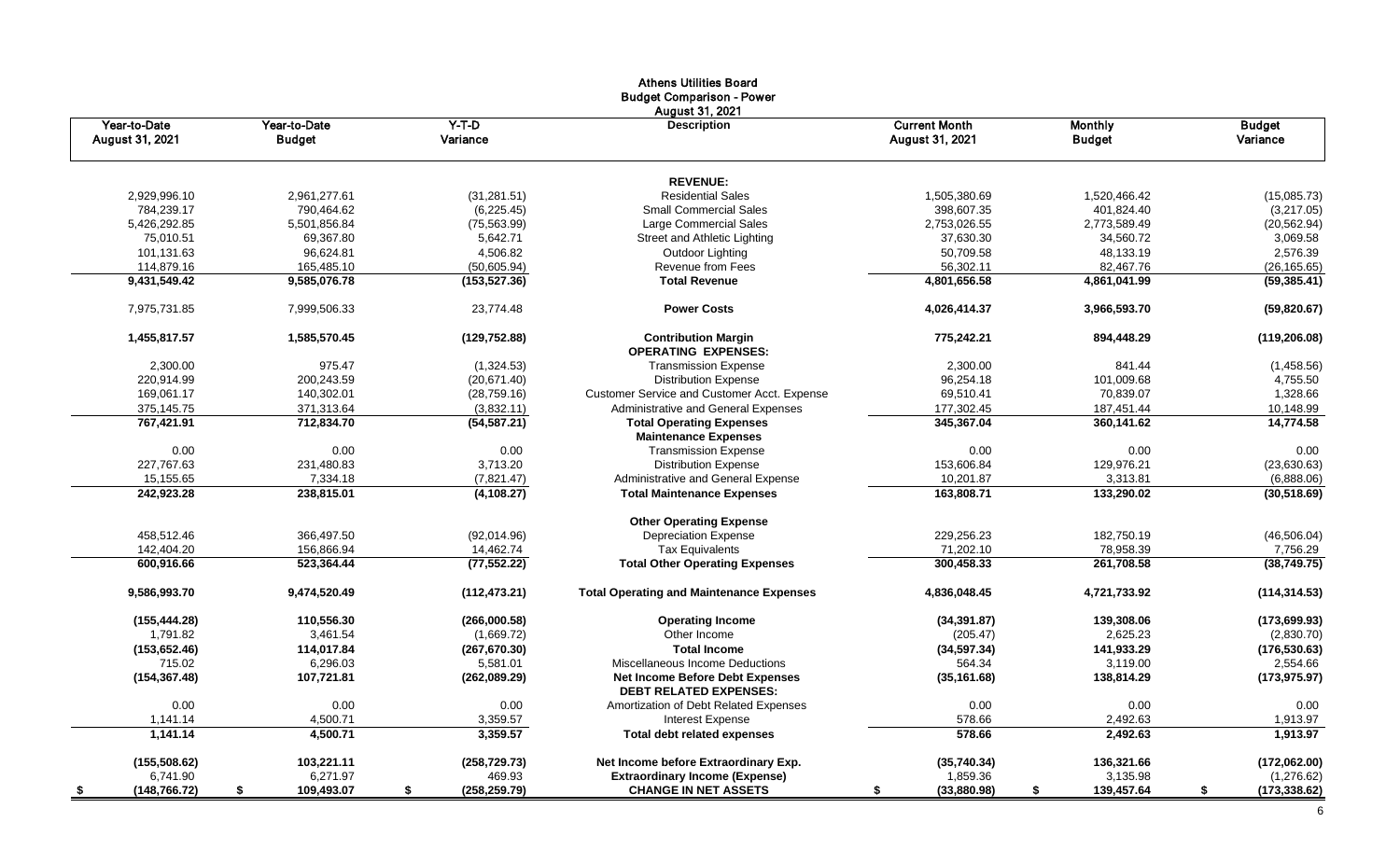# Athens Utilities Board
## Budget Comparison - Power
### August 31, 2021

| Year-to-Date August 31, 2021 | Year-to-Date Budget | Y-T-D Variance | Description | Current Month August 31, 2021 | Monthly Budget | Budget Variance |
|---|---|---|---|---|---|---|
| | | | **REVENUE:** | | | |
| 2,929,996.10 | 2,961,277.61 | (31,281.51) | Residential Sales | 1,505,380.69 | 1,520,466.42 | (15,085.73) |
| 784,239.17 | 790,464.62 | (6,225.45) | Small Commercial Sales | 398,607.35 | 401,824.40 | (3,217.05) |
| 5,426,292.85 | 5,501,856.84 | (75,563.99) | Large Commercial Sales | 2,753,026.55 | 2,773,589.49 | (20,562.94) |
| 75,010.51 | 69,367.80 | 5,642.71 | Street and Athletic Lighting | 37,630.30 | 34,560.72 | 3,069.58 |
| 101,131.63 | 96,624.81 | 4,506.82 | Outdoor Lighting | 50,709.58 | 48,133.19 | 2,576.39 |
| 114,879.16 | 165,485.10 | (50,605.94) | Revenue from Fees | 56,302.11 | 82,467.76 | (26,165.65) |
| **9,431,549.42** | **9,585,076.78** | **(153,527.36)** | **Total Revenue** | **4,801,656.58** | **4,861,041.99** | **(59,385.41)** |
| 7,975,731.85 | 7,999,506.33 | 23,774.48 | **Power Costs** | 4,026,414.37 | 3,966,593.70 | **(59,820.67)** |
| **1,455,817.57** | **1,585,570.45** | **(129,752.88)** | **Contribution Margin** | **775,242.21** | **894,448.29** | **(119,206.08)** |
| | | | **OPERATING EXPENSES:** | | | |
| 2,300.00 | 975.47 | (1,324.53) | Transmission Expense | 2,300.00 | 841.44 | (1,458.56) |
| 220,914.99 | 200,243.59 | (20,671.40) | Distribution Expense | 96,254.18 | 101,009.68 | 4,755.50 |
| 169,061.17 | 140,302.01 | (28,759.16) | Customer Service and Customer Acct. Expense | 69,510.41 | 70,839.07 | 1,328.66 |
| 375,145.75 | 371,313.64 | (3,832.11) | Administrative and General Expenses | 177,302.45 | 187,451.44 | 10,148.99 |
| **767,421.91** | **712,834.70** | **(54,587.21)** | **Total Operating Expenses** | **345,367.04** | **360,141.62** | **14,774.58** |
| | | | **Maintenance Expenses** | | | |
| 0.00 | 0.00 | 0.00 | Transmission Expense | 0.00 | 0.00 | 0.00 |
| 227,767.63 | 231,480.83 | 3,713.20 | Distribution Expense | 153,606.84 | 129,976.21 | (23,630.63) |
| 15,155.65 | 7,334.18 | (7,821.47) | Administrative and General Expense | 10,201.87 | 3,313.81 | (6,888.06) |
| **242,923.28** | **238,815.01** | **(4,108.27)** | **Total Maintenance Expenses** | **163,808.71** | **133,290.02** | **(30,518.69)** |
| | | | **Other Operating Expense** | | | |
| 458,512.46 | 366,497.50 | (92,014.96) | Depreciation Expense | 229,256.23 | 182,750.19 | (46,506.04) |
| 142,404.20 | 156,866.94 | 14,462.74 | Tax Equivalents | 71,202.10 | 78,958.39 | 7,756.29 |
| **600,916.66** | **523,364.44** | **(77,552.22)** | **Total Other Operating Expenses** | **300,458.33** | **261,708.58** | **(38,749.75)** |
| **9,586,993.70** | **9,474,520.49** | **(112,473.21)** | **Total Operating and Maintenance Expenses** | **4,836,048.45** | **4,721,733.92** | **(114,314.53)** |
| **(155,444.28)** | **110,556.30** | **(266,000.58)** | **Operating Income** | **(34,391.87)** | **139,308.06** | **(173,699.93)** |
| 1,791.82 | 3,461.54 | (1,669.72) | Other Income | (205.47) | 2,625.23 | (2,830.70) |
| **(153,652.46)** | **114,017.84** | **(267,670.30)** | **Total Income** | **(34,597.34)** | **141,933.29** | **(176,530.63)** |
| 715.02 | 6,296.03 | 5,581.01 | Miscellaneous Income Deductions | 564.34 | 3,119.00 | 2,554.66 |
| **(154,367.48)** | **107,721.81** | **(262,089.29)** | **Net Income Before Debt Expenses** | **(35,161.68)** | **138,814.29** | **(173,975.97)** |
| | | | **DEBT RELATED EXPENSES:** | | | |
| 0.00 | 0.00 | 0.00 | Amortization of Debt Related Expenses | 0.00 | 0.00 | 0.00 |
| 1,141.14 | 4,500.71 | 3,359.57 | Interest Expense | 578.66 | 2,492.63 | 1,913.97 |
| **1,141.14** | **4,500.71** | **3,359.57** | **Total debt related expenses** | **578.66** | **2,492.63** | **1,913.97** |
| **(155,508.62)** | **103,221.11** | **(258,729.73)** | **Net Income before Extraordinary Exp.** | **(35,740.34)** | **136,321.66** | **(172,062.00)** |
| 6,741.90 | 6,271.97 | 469.93 | **Extraordinary Income (Expense)** | 1,859.36 | 3,135.98 | (1,276.62) |
| **$ (148,766.72)** | **$ 109,493.07** | **$ (258,259.79)** | **CHANGE IN NET ASSETS** | **$ (33,880.98)** | **$ 139,457.64** | **$ (173,338.62)** |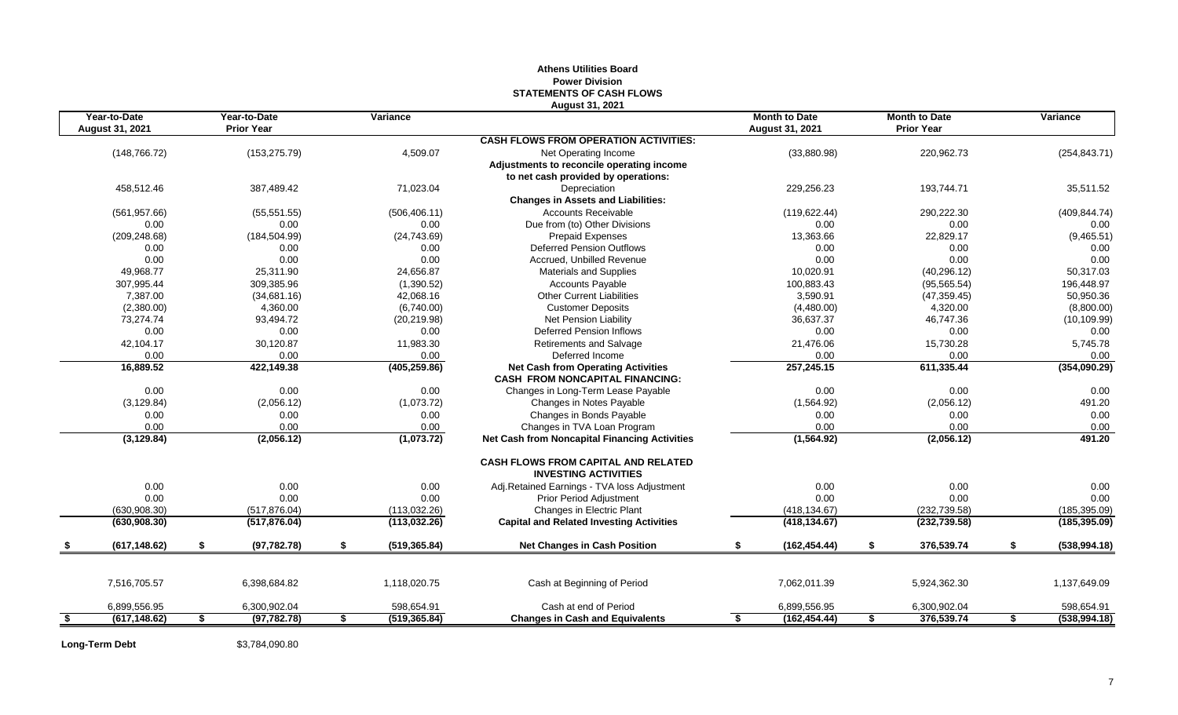# Athens Utilities Board
## Power Division
## STATEMENTS OF CASH FLOWS
### August 31, 2021

| Year-to-Date August 31, 2021 | Year-to-Date Prior Year | Variance | | Month to Date August 31, 2021 | Month to Date Prior Year | Variance |
|---|---|---|---|---|---|---|
| | | | **CASH FLOWS FROM OPERATION ACTIVITIES:** | | | |
| (148,766.72) | (153,275.79) | 4,509.07 | Net Operating Income | (33,880.98) | 220,962.73 | (254,843.71) |
| | | | **Adjustments to reconcile operating income to net cash provided by operations:** | | | |
| 458,512.46 | 387,489.42 | 71,023.04 | Depreciation | 229,256.23 | 193,744.71 | 35,511.52 |
| | | | **Changes in Assets and Liabilities:** | | | |
| (561,957.66) | (55,551.55) | (506,406.11) | Accounts Receivable | (119,622.44) | 290,222.30 | (409,844.74) |
| 0.00 | 0.00 | 0.00 | Due from (to) Other Divisions | 0.00 | 0.00 | 0.00 |
| (209,248.68) | (184,504.99) | (24,743.69) | Prepaid Expenses | 13,363.66 | 22,829.17 | (9,465.51) |
| 0.00 | 0.00 | 0.00 | Deferred Pension Outflows | 0.00 | 0.00 | 0.00 |
| 0.00 | 0.00 | 0.00 | Accrued, Unbilled Revenue | 0.00 | 0.00 | 0.00 |
| 49,968.77 | 25,311.90 | 24,656.87 | Materials and Supplies | 10,020.91 | (40,296.12) | 50,317.03 |
| 307,995.44 | 309,385.96 | (1,390.52) | Accounts Payable | 100,883.43 | (95,565.54) | 196,448.97 |
| 7,387.00 | (34,681.16) | 42,068.16 | Other Current Liabilities | 3,590.91 | (47,359.45) | 50,950.36 |
| (2,380.00) | 4,360.00 | (6,740.00) | Customer Deposits | (4,480.00) | 4,320.00 | (8,800.00) |
| 73,274.74 | 93,494.72 | (20,219.98) | Net Pension Liability | 36,637.37 | 46,747.36 | (10,109.99) |
| 0.00 | 0.00 | 0.00 | Deferred Pension Inflows | 0.00 | 0.00 | 0.00 |
| 42,104.17 | 30,120.87 | 11,983.30 | Retirements and Salvage | 21,476.06 | 15,730.28 | 5,745.78 |
| 0.00 | 0.00 | 0.00 | Deferred Income | 0.00 | 0.00 | 0.00 |
| **16,889.52** | **422,149.38** | **(405,259.86)** | **Net Cash from Operating Activities** | **257,245.15** | **611,335.44** | **(354,090.29)** |
| | | | **CASH FROM NONCAPITAL FINANCING:** | | | |
| 0.00 | 0.00 | 0.00 | Changes in Long-Term Lease Payable | 0.00 | 0.00 | 0.00 |
| (3,129.84) | (2,056.12) | (1,073.72) | Changes in Notes Payable | (1,564.92) | (2,056.12) | 491.20 |
| 0.00 | 0.00 | 0.00 | Changes in Bonds Payable | 0.00 | 0.00 | 0.00 |
| 0.00 | 0.00 | 0.00 | Changes in TVA Loan Program | 0.00 | 0.00 | 0.00 |
| **(3,129.84)** | **(2,056.12)** | **(1,073.72)** | **Net Cash from Noncapital Financing Activities** | **(1,564.92)** | **(2,056.12)** | **491.20** |
| | | | **CASH FLOWS FROM CAPITAL AND RELATED INVESTING ACTIVITIES** | | | |
| 0.00 | 0.00 | 0.00 | Adj.Retained Earnings - TVA loss Adjustment | 0.00 | 0.00 | 0.00 |
| 0.00 | 0.00 | 0.00 | Prior Period Adjustment | 0.00 | 0.00 | 0.00 |
| (630,908.30) | (517,876.04) | (113,032.26) | Changes in Electric Plant | (418,134.67) | (232,739.58) | (185,395.09) |
| **(630,908.30)** | **(517,876.04)** | **(113,032.26)** | **Capital and Related Investing Activities** | **(418,134.67)** | **(232,739.58)** | **(185,395.09)** |
| **$ (617,148.62)** | **$ (97,782.78)** | **$ (519,365.84)** | **Net Changes in Cash Position** | **$ (162,454.44)** | **$ 376,539.74** | **$ (538,994.18)** |
| 7,516,705.57 | 6,398,684.82 | 1,118,020.75 | Cash at Beginning of Period | 7,062,011.39 | 5,924,362.30 | 1,137,649.09 |
| 6,899,556.95 | 6,300,902.04 | 598,654.91 | Cash at end of Period | 6,899,556.95 | 6,300,902.04 | 598,654.91 |
| **$ (617,148.62)** | **$ (97,782.78)** | **$ (519,365.84)** | **Changes in Cash and Equivalents** | **$ (162,454.44)** | **$ 376,539.74** | **$ (538,994.18)** |

**Long-Term Debt** $3,784,090.80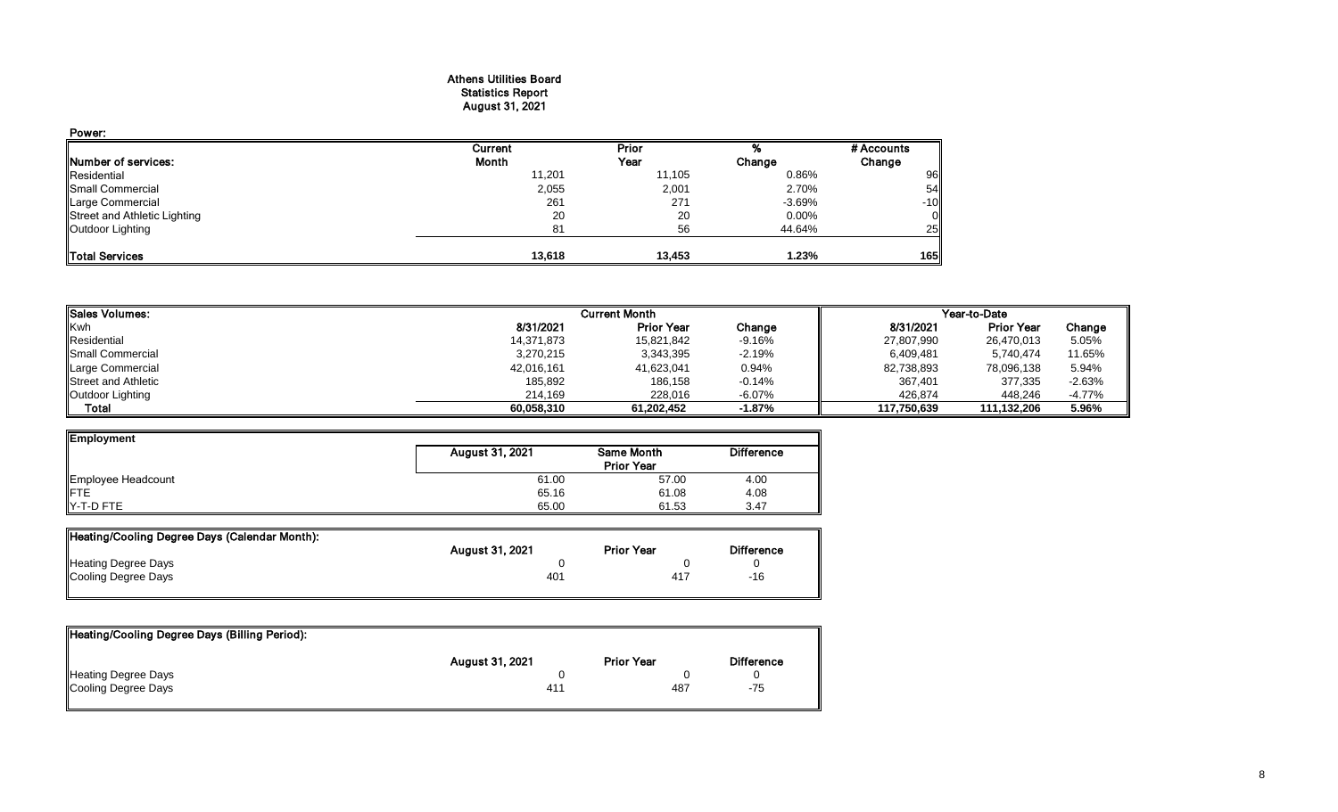# Athens Utilities Board
## Statistics Report
## August 31, 2021

**Power:**

| Number of services: | Current Month | Prior Year | % Change | # Accounts Change |
|---|---|---|---|---|
| Residential | 11,201 | 11,105 | 0.86% | 96 |
| Small Commercial | 2,055 | 2,001 | 2.70% | 54 |
| Large Commercial | 261 | 271 | -3.69% | -10 |
| Street and Athletic Lighting | 20 | 20 | 0.00% | 0 |
| Outdoor Lighting | 81 | 56 | 44.64% | 25 |
| **Total Services** | **13,618** | **13,453** | **1.23%** | **165** |

| Sales Volumes: | Current Month | | | Year-to-Date | | |
|---|---|---|---|---|---|---|
| Kwh | 8/31/2021 | Prior Year | Change | 8/31/2021 | Prior Year | Change |
| Residential | 14,371,873 | 15,821,842 | -9.16% | 27,807,990 | 26,470,013 | 5.05% |
| Small Commercial | 3,270,215 | 3,343,395 | -2.19% | 6,409,481 | 5,740,474 | 11.65% |
| Large Commercial | 42,016,161 | 41,623,041 | 0.94% | 82,738,893 | 78,096,138 | 5.94% |
| Street and Athletic | 185,892 | 186,158 | -0.14% | 367,401 | 377,335 | -2.63% |
| Outdoor Lighting | 214,169 | 228,016 | -6.07% | 426,874 | 448,246 | -4.77% |
| **Total** | **60,058,310** | **61,202,452** | **-1.87%** | **117,750,639** | **111,132,206** | **5.96%** |

| Employment | August 31, 2021 | Same Month Prior Year | Difference |
|---|---|---|---|
| Employee Headcount | 61.00 | 57.00 | 4.00 |
| FTE | 65.16 | 61.08 | 4.08 |
| Y-T-D FTE | 65.00 | 61.53 | 3.47 |

| Heating/Cooling Degree Days (Calendar Month): | August 31, 2021 | Prior Year | Difference |
|---|---|---|---|
| Heating Degree Days | 0 | 0 | 0 |
| Cooling Degree Days | 401 | 417 | -16 |

| Heating/Cooling Degree Days (Billing Period): | August 31, 2021 | Prior Year | Difference |
|---|---|---|---|
| Heating Degree Days | 0 | 0 | 0 |
| Cooling Degree Days | 411 | 487 | -75 |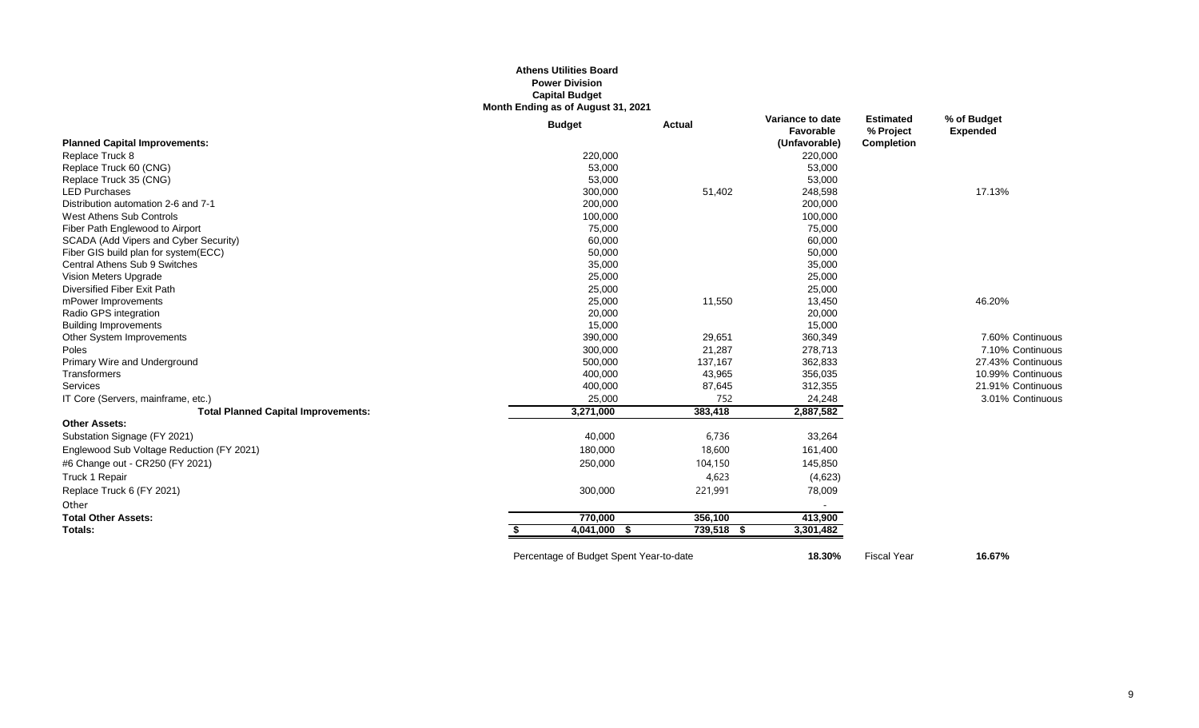**Athens Utilities Board**
**Power Division**
**Capital Budget**
**Month Ending as of August 31, 2021**

| | Budget | Actual | Variance to date Favorable (Unfavorable) | Estimated % Project Completion | % of Budget Expended |
|---|---|---|---|---|---|
| **Planned Capital Improvements:** | | | | | |
| Replace Truck 8 | 220,000 | | 220,000 | | |
| Replace Truck 60 (CNG) | 53,000 | | 53,000 | | |
| Replace Truck 35 (CNG) | 53,000 | | 53,000 | | |
| LED Purchases | 300,000 | 51,402 | 248,598 | | 17.13% |
| Distribution automation 2-6 and 7-1 | 200,000 | | 200,000 | | |
| West Athens Sub Controls | 100,000 | | 100,000 | | |
| Fiber Path Englewood to Airport | 75,000 | | 75,000 | | |
| SCADA (Add Vipers and Cyber Security) | 60,000 | | 60,000 | | |
| Fiber GIS build plan for system(ECC) | 50,000 | | 50,000 | | |
| Central Athens Sub 9 Switches | 35,000 | | 35,000 | | |
| Vision Meters Upgrade | 25,000 | | 25,000 | | |
| Diversified Fiber Exit Path | 25,000 | | 25,000 | | |
| mPower Improvements | 25,000 | 11,550 | 13,450 | | 46.20% |
| Radio GPS integration | 20,000 | | 20,000 | | |
| Building Improvements | 15,000 | | 15,000 | | |
| Other System Improvements | 390,000 | 29,651 | 360,349 | | 7.60% Continuous |
| Poles | 300,000 | 21,287 | 278,713 | | 7.10% Continuous |
| Primary Wire and Underground | 500,000 | 137,167 | 362,833 | | 27.43% Continuous |
| Transformers | 400,000 | 43,965 | 356,035 | | 10.99% Continuous |
| Services | 400,000 | 87,645 | 312,355 | | 21.91% Continuous |
| IT Core (Servers, mainframe, etc.) | 25,000 | 752 | 24,248 | | 3.01% Continuous |
| **Total Planned Capital Improvements:** | **3,271,000** | **383,418** | **2,887,582** | | |
| **Other Assets:** | | | | | |
| Substation Signage (FY 2021) | 40,000 | 6,736 | 33,264 | | |
| Englewood Sub Voltage Reduction (FY 2021) | 180,000 | 18,600 | 161,400 | | |
| #6 Change out - CR250 (FY 2021) | 250,000 | 104,150 | 145,850 | | |
| Truck 1 Repair | | 4,623 | (4,623) | | |
| Replace Truck 6 (FY 2021) | 300,000 | 221,991 | 78,009 | | |
| Other | | | - | | |
| **Total Other Assets:** | **770,000** | **356,100** | **413,900** | | |
| **Totals:** | **$ 4,041,000** | **$ 739,518** | **$ 3,301,482** | | |

| Percentage of Budget Spent Year-to-date | **18.30%** | Fiscal Year | **16.67%** |
|---|---|---|---|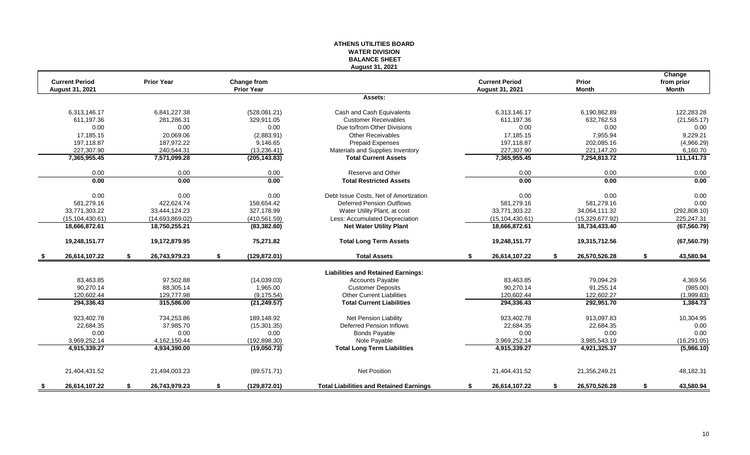# ATHENS UTILITIES BOARD
## WATER DIVISION
## BALANCE SHEET
### August 31, 2021

| Current Period August 31, 2021 | Prior Year | Change from Prior Year | | Current Period August 31, 2021 | Prior Month | Change from prior Month |
|---|---|---|---|---|---|---|
| | | | **Assets:** | | | |
| 6,313,146.17 | 6,841,227.38 | (528,081.21) | Cash and Cash Equivalents | 6,313,146.17 | 6,190,862.89 | 122,283.28 |
| 611,197.36 | 281,286.31 | 329,911.05 | Customer Receivables | 611,197.36 | 632,762.53 | (21,565.17) |
| 0.00 | 0.00 | 0.00 | Due to/from Other Divisions | 0.00 | 0.00 | 0.00 |
| 17,185.15 | 20,069.06 | (2,883.91) | Other Receivables | 17,185.15 | 7,955.94 | 9,229.21 |
| 197,118.87 | 187,972.22 | 9,146.65 | Prepaid Expenses | 197,118.87 | 202,085.16 | (4,966.29) |
| 227,307.90 | 240,544.31 | (13,236.41) | Materials and Supplies Inventory | 227,307.90 | 221,147.20 | 6,160.70 |
| **7,365,955.45** | **7,571,099.28** | **(205,143.83)** | **Total Current Assets** | **7,365,955.45** | **7,254,813.72** | **111,141.73** |
| 0.00 | 0.00 | 0.00 | Reserve and Other | 0.00 | 0.00 | 0.00 |
| **0.00** | **0.00** | **0.00** | **Total Restricted Assets** | **0.00** | **0.00** | **0.00** |
| 0.00 | 0.00 | 0.00 | Debt Issue Costs, Net of Amortization | 0.00 | 0.00 | 0.00 |
| 581,279.16 | 422,624.74 | 158,654.42 | Deferred Pension Outflows | 581,279.16 | 581,279.16 | 0.00 |
| 33,771,303.22 | 33,444,124.23 | 327,178.99 | Water Utility Plant, at cost | 33,771,303.22 | 34,064,111.32 | (292,808.10) |
| (15,104,430.61) | (14,693,869.02) | (410,561.59) | Less: Accumulated Depreciation | (15,104,430.61) | (15,329,677.92) | 225,247.31 |
| **18,666,872.61** | **18,750,255.21** | **(83,382.60)** | **Net Water Utility Plant** | **18,666,872.61** | **18,734,433.40** | **(67,560.79)** |
| **19,248,151.77** | **19,172,879.95** | **75,271.82** | **Total Long Term Assets** | **19,248,151.77** | **19,315,712.56** | **(67,560.79)** |
| **$ 26,614,107.22** | **$ 26,743,979.23** | **$ (129,872.01)** | **Total Assets** | **$ 26,614,107.22** | **$ 26,570,526.28** | **$ 43,580.94** |
| | | | **Liabilities and Retained Earnings:** | | | |
| 83,463.85 | 97,502.88 | (14,039.03) | Accounts Payable | 83,463.85 | 79,094.29 | 4,369.56 |
| 90,270.14 | 88,305.14 | 1,965.00 | Customer Deposits | 90,270.14 | 91,255.14 | (985.00) |
| 120,602.44 | 129,777.98 | (9,175.54) | Other Current Liabilities | 120,602.44 | 122,602.27 | (1,999.83) |
| **294,336.43** | **315,586.00** | **(21,249.57)** | **Total Current Liabilities** | **294,336.43** | **292,951.70** | **1,384.73** |
| 923,402.78 | 734,253.86 | 189,148.92 | Net Pension Liability | 923,402.78 | 913,097.83 | 10,304.95 |
| 22,684.35 | 37,985.70 | (15,301.35) | Deferred Pension Inflows | 22,684.35 | 22,684.35 | 0.00 |
| 0.00 | 0.00 | 0.00 | Bonds Payable | 0.00 | 0.00 | 0.00 |
| 3,969,252.14 | 4,162,150.44 | (192,898.30) | Note Payable | 3,969,252.14 | 3,985,543.19 | (16,291.05) |
| **4,915,339.27** | **4,934,390.00** | **(19,050.73)** | **Total Long Term Liabilities** | **4,915,339.27** | **4,921,325.37** | **(5,986.10)** |
| 21,404,431.52 | 21,494,003.23 | (89,571.71) | Net Position | 21,404,431.52 | 21,356,249.21 | 48,182.31 |
| **$ 26,614,107.22** | **$ 26,743,979.23** | **$ (129,872.01)** | **Total Liabilities and Retained Earnings** | **$ 26,614,107.22** | **$ 26,570,526.28** | **$ 43,580.94** |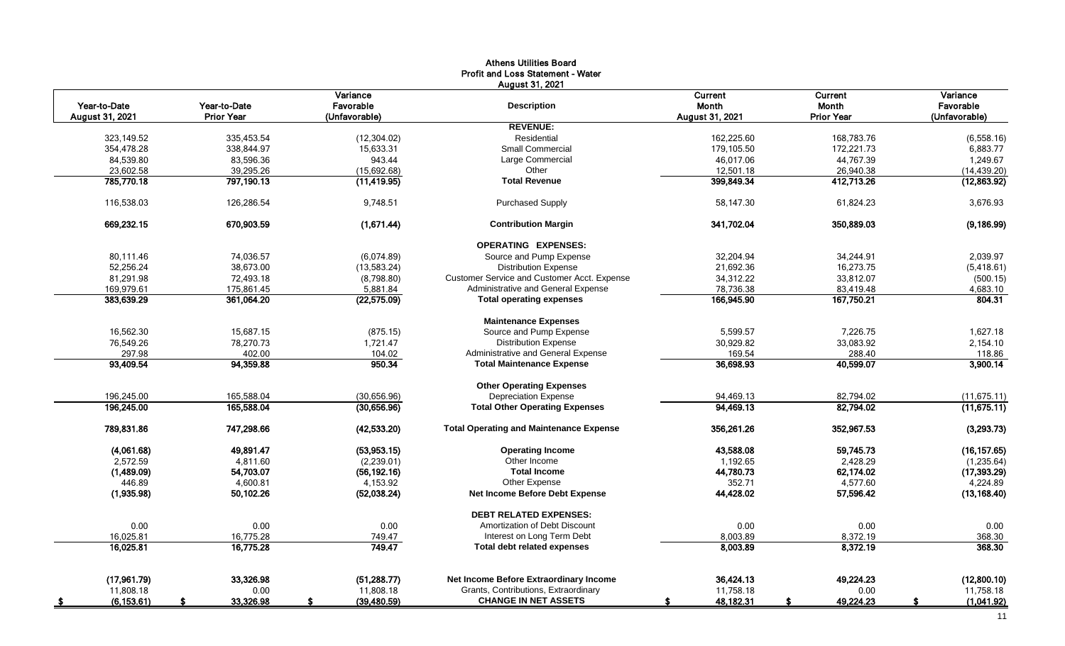# Athens Utilities Board
## Profit and Loss Statement - Water
### August 31, 2021

| Year-to-Date August 31, 2021 | Year-to-Date Prior Year | Variance Favorable (Unfavorable) | Description | Current Month August 31, 2021 | Current Month Prior Year | Variance Favorable (Unfavorable) |
|---|---|---|---|---|---|---|
| | | | **REVENUE:** | | | |
| 323,149.52 | 335,453.54 | (12,304.02) | Residential | 162,225.60 | 168,783.76 | (6,558.16) |
| 354,478.28 | 338,844.97 | 15,633.31 | Small Commercial | 179,105.50 | 172,221.73 | 6,883.77 |
| 84,539.80 | 83,596.36 | 943.44 | Large Commercial | 46,017.06 | 44,767.39 | 1,249.67 |
| 23,602.58 | 39,295.26 | (15,692.68) | Other | 12,501.18 | 26,940.38 | (14,439.20) |
| **785,770.18** | **797,190.13** | **(11,419.95)** | **Total Revenue** | **399,849.34** | **412,713.26** | **(12,863.92)** |
| 116,538.03 | 126,286.54 | 9,748.51 | Purchased Supply | 58,147.30 | 61,824.23 | 3,676.93 |
| **669,232.15** | **670,903.59** | **(1,671.44)** | **Contribution Margin** | **341,702.04** | **350,889.03** | **(9,186.99)** |
| | | | **OPERATING EXPENSES:** | | | |
| 80,111.46 | 74,036.57 | (6,074.89) | Source and Pump Expense | 32,204.94 | 34,244.91 | 2,039.97 |
| 52,256.24 | 38,673.00 | (13,583.24) | Distribution Expense | 21,692.36 | 16,273.75 | (5,418.61) |
| 81,291.98 | 72,493.18 | (8,798.80) | Customer Service and Customer Acct. Expense | 34,312.22 | 33,812.07 | (500.15) |
| 169,979.61 | 175,861.45 | 5,881.84 | Administrative and General Expense | 78,736.38 | 83,419.48 | 4,683.10 |
| **383,639.29** | **361,064.20** | **(22,575.09)** | **Total operating expenses** | **166,945.90** | **167,750.21** | **804.31** |
| | | | **Maintenance Expenses** | | | |
| 16,562.30 | 15,687.15 | (875.15) | Source and Pump Expense | 5,599.57 | 7,226.75 | 1,627.18 |
| 76,549.26 | 78,270.73 | 1,721.47 | Distribution Expense | 30,929.82 | 33,083.92 | 2,154.10 |
| 297.98 | 402.00 | 104.02 | Administrative and General Expense | 169.54 | 288.40 | 118.86 |
| **93,409.54** | **94,359.88** | **950.34** | **Total Maintenance Expense** | **36,698.93** | **40,599.07** | **3,900.14** |
| | | | **Other Operating Expenses** | | | |
| 196,245.00 | 165,588.04 | (30,656.96) | Depreciation Expense | 94,469.13 | 82,794.02 | (11,675.11) |
| **196,245.00** | **165,588.04** | **(30,656.96)** | **Total Other Operating Expenses** | **94,469.13** | **82,794.02** | **(11,675.11)** |
| **789,831.86** | **747,298.66** | **(42,533.20)** | **Total Operating and Maintenance Expense** | **356,261.26** | **352,967.53** | **(3,293.73)** |
| **(4,061.68)** | **49,891.47** | **(53,953.15)** | **Operating Income** | **43,588.08** | **59,745.73** | **(16,157.65)** |
| 2,572.59 | 4,811.60 | (2,239.01) | Other Income | 1,192.65 | 2,428.29 | (1,235.64) |
| **(1,489.09)** | **54,703.07** | **(56,192.16)** | **Total Income** | **44,780.73** | **62,174.02** | **(17,393.29)** |
| 446.89 | 4,600.81 | 4,153.92 | Other Expense | 352.71 | 4,577.60 | 4,224.89 |
| **(1,935.98)** | **50,102.26** | **(52,038.24)** | **Net Income Before Debt Expense** | **44,428.02** | **57,596.42** | **(13,168.40)** |
| | | | **DEBT RELATED EXPENSES:** | | | |
| 0.00 | 0.00 | 0.00 | Amortization of Debt Discount | 0.00 | 0.00 | 0.00 |
| 16,025.81 | 16,775.28 | 749.47 | Interest on Long Term Debt | 8,003.89 | 8,372.19 | 368.30 |
| **16,025.81** | **16,775.28** | **749.47** | **Total debt related expenses** | **8,003.89** | **8,372.19** | **368.30** |
| **(17,961.79)** | **33,326.98** | **(51,288.77)** | **Net Income Before Extraordinary Income** | **36,424.13** | **49,224.23** | **(12,800.10)** |
| 11,808.18 | 0.00 | 11,808.18 | Grants, Contributions, Extraordinary | 11,758.18 | 0.00 | 11,758.18 |
| **$ (6,153.61)** | **$ 33,326.98** | **$ (39,480.59)** | **CHANGE IN NET ASSETS** | **$ 48,182.31** | **$ 49,224.23** | **$ (1,041.92)** |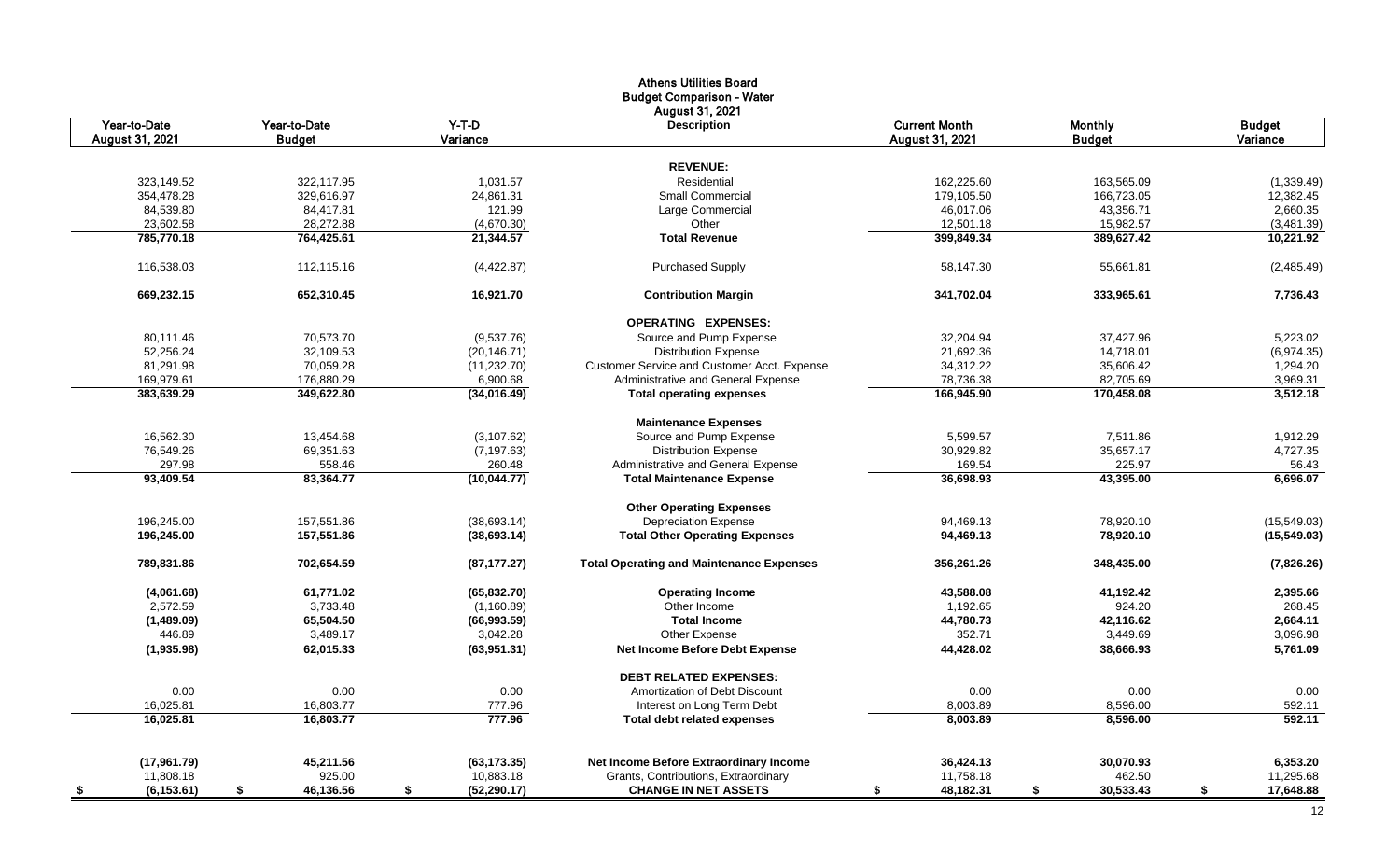# Athens Utilities Board
## Budget Comparison - Water
### August 31, 2021

| Year-to-Date August 31, 2021 | Year-to-Date Budget | Y-T-D Variance | Description | Current Month August 31, 2021 | Monthly Budget | Budget Variance |
|---|---|---|---|---|---|---|
| | | | **REVENUE:** | | | |
| 323,149.52 | 322,117.95 | 1,031.57 | Residential | 162,225.60 | 163,565.09 | (1,339.49) |
| 354,478.28 | 329,616.97 | 24,861.31 | Small Commercial | 179,105.50 | 166,723.05 | 12,382.45 |
| 84,539.80 | 84,417.81 | 121.99 | Large Commercial | 46,017.06 | 43,356.71 | 2,660.35 |
| 23,602.58 | 28,272.88 | (4,670.30) | Other | 12,501.18 | 15,982.57 | (3,481.39) |
| **785,770.18** | **764,425.61** | **21,344.57** | **Total Revenue** | **399,849.34** | **389,627.42** | **10,221.92** |
| 116,538.03 | 112,115.16 | (4,422.87) | Purchased Supply | 58,147.30 | 55,661.81 | (2,485.49) |
| **669,232.15** | **652,310.45** | **16,921.70** | **Contribution Margin** | **341,702.04** | **333,965.61** | **7,736.43** |
| | | | **OPERATING EXPENSES:** | | | |
| 80,111.46 | 70,573.70 | (9,537.76) | Source and Pump Expense | 32,204.94 | 37,427.96 | 5,223.02 |
| 52,256.24 | 32,109.53 | (20,146.71) | Distribution Expense | 21,692.36 | 14,718.01 | (6,974.35) |
| 81,291.98 | 70,059.28 | (11,232.70) | Customer Service and Customer Acct. Expense | 34,312.22 | 35,606.42 | 1,294.20 |
| 169,979.61 | 176,880.29 | 6,900.68 | Administrative and General Expense | 78,736.38 | 82,705.69 | 3,969.31 |
| **383,639.29** | **349,622.80** | **(34,016.49)** | **Total operating expenses** | **166,945.90** | **170,458.08** | **3,512.18** |
| | | | **Maintenance Expenses** | | | |
| 16,562.30 | 13,454.68 | (3,107.62) | Source and Pump Expense | 5,599.57 | 7,511.86 | 1,912.29 |
| 76,549.26 | 69,351.63 | (7,197.63) | Distribution Expense | 30,929.82 | 35,657.17 | 4,727.35 |
| 297.98 | 558.46 | 260.48 | Administrative and General Expense | 169.54 | 225.97 | 56.43 |
| **93,409.54** | **83,364.77** | **(10,044.77)** | **Total Maintenance Expense** | **36,698.93** | **43,395.00** | **6,696.07** |
| | | | **Other Operating Expenses** | | | |
| 196,245.00 | 157,551.86 | (38,693.14) | Depreciation Expense | 94,469.13 | 78,920.10 | (15,549.03) |
| **196,245.00** | **157,551.86** | **(38,693.14)** | **Total Other Operating Expenses** | **94,469.13** | **78,920.10** | **(15,549.03)** |
| **789,831.86** | **702,654.59** | **(87,177.27)** | **Total Operating and Maintenance Expenses** | **356,261.26** | **348,435.00** | **(7,826.26)** |
| **(4,061.68)** | **61,771.02** | **(65,832.70)** | **Operating Income** | **43,588.08** | **41,192.42** | **2,395.66** |
| 2,572.59 | 3,733.48 | (1,160.89) | Other Income | 1,192.65 | 924.20 | 268.45 |
| **(1,489.09)** | **65,504.50** | **(66,993.59)** | **Total Income** | **44,780.73** | **42,116.62** | **2,664.11** |
| 446.89 | 3,489.17 | 3,042.28 | Other Expense | 352.71 | 3,449.69 | 3,096.98 |
| **(1,935.98)** | **62,015.33** | **(63,951.31)** | **Net Income Before Debt Expense** | **44,428.02** | **38,666.93** | **5,761.09** |
| | | | **DEBT RELATED EXPENSES:** | | | |
| 0.00 | 0.00 | 0.00 | Amortization of Debt Discount | 0.00 | 0.00 | 0.00 |
| 16,025.81 | 16,803.77 | 777.96 | Interest on Long Term Debt | 8,003.89 | 8,596.00 | 592.11 |
| **16,025.81** | **16,803.77** | **777.96** | **Total debt related expenses** | **8,003.89** | **8,596.00** | **592.11** |
| **(17,961.79)** | **45,211.56** | **(63,173.35)** | **Net Income Before Extraordinary Income** | **36,424.13** | **30,070.93** | **6,353.20** |
| 11,808.18 | 925.00 | 10,883.18 | Grants, Contributions, Extraordinary | 11,758.18 | 462.50 | 11,295.68 |
| **$ (6,153.61)** | **$ 46,136.56** | **$ (52,290.17)** | **CHANGE IN NET ASSETS** | **$ 48,182.31** | **$ 30,533.43** | **$ 17,648.88** |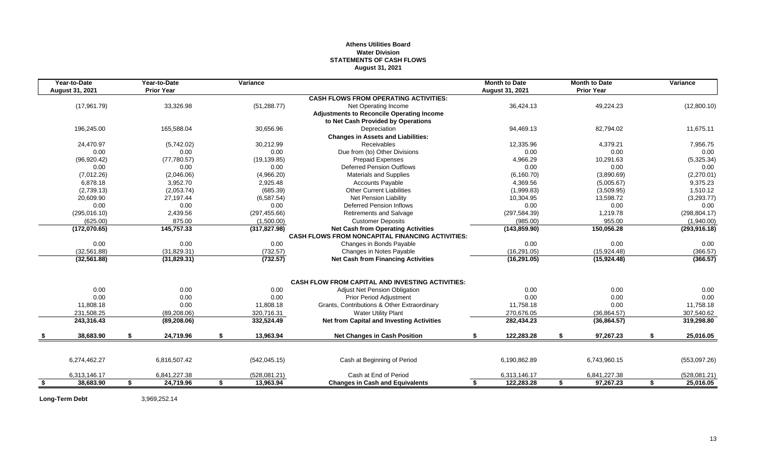**Athens Utilities Board**
**Water Division**
**STATEMENTS OF CASH FLOWS**
**August 31, 2021**

| Year-to-Date August 31, 2021 | Year-to-Date Prior Year | Variance | | Month to Date August 31, 2021 | Month to Date Prior Year | Variance |
|---|---|---|---|---|---|---|
| | | | **CASH FLOWS FROM OPERATING ACTIVITIES:** | | | |
| (17,961.79) | 33,326.98 | (51,288.77) | Net Operating Income | 36,424.13 | 49,224.23 | (12,800.10) |
| | | | **Adjustments to Reconcile Operating Income to Net Cash Provided by Operations** | | | |
| 196,245.00 | 165,588.04 | 30,656.96 | Depreciation | 94,469.13 | 82,794.02 | 11,675.11 |
| | | | **Changes in Assets and Liabilities:** | | | |
| 24,470.97 | (5,742.02) | 30,212.99 | Receivables | 12,335.96 | 4,379.21 | 7,956.75 |
| 0.00 | 0.00 | 0.00 | Due from (to) Other Divisions | 0.00 | 0.00 | 0.00 |
| (96,920.42) | (77,780.57) | (19,139.85) | Prepaid Expenses | 4,966.29 | 10,291.63 | (5,325.34) |
| 0.00 | 0.00 | 0.00 | Deferred Pension Outflows | 0.00 | 0.00 | 0.00 |
| (7,012.26) | (2,046.06) | (4,966.20) | Materials and Supplies | (6,160.70) | (3,890.69) | (2,270.01) |
| 6,878.18 | 3,952.70 | 2,925.48 | Accounts Payable | 4,369.56 | (5,005.67) | 9,375.23 |
| (2,739.13) | (2,053.74) | (685.39) | Other Current Liabilities | (1,999.83) | (3,509.95) | 1,510.12 |
| 20,609.90 | 27,197.44 | (6,587.54) | Net Pension Liability | 10,304.95 | 13,598.72 | (3,293.77) |
| 0.00 | 0.00 | 0.00 | Deferred Pension Inflows | 0.00 | 0.00 | 0.00 |
| (295,016.10) | 2,439.56 | (297,455.66) | Retirements and Salvage | (297,584.39) | 1,219.78 | (298,804.17) |
| (625.00) | 875.00 | (1,500.00) | Customer Deposits | (985.00) | 955.00 | (1,940.00) |
| **(172,070.65)** | **145,757.33** | **(317,827.98)** | **Net Cash from Operating Activities** | **(143,859.90)** | **150,056.28** | **(293,916.18)** |
| | | | **CASH FLOWS FROM NONCAPITAL FINANCING ACTIVITIES:** | | | |
| 0.00 | 0.00 | 0.00 | Changes in Bonds Payable | 0.00 | 0.00 | 0.00 |
| (32,561.88) | (31,829.31) | (732.57) | Changes in Notes Payable | (16,291.05) | (15,924.48) | (366.57) |
| **(32,561.88)** | **(31,829.31)** | **(732.57)** | **Net Cash from Financing Activities** | **(16,291.05)** | **(15,924.48)** | **(366.57)** |
| | | | **CASH FLOW FROM CAPITAL AND INVESTING ACTIVITIES:** | | | |
| 0.00 | 0.00 | 0.00 | Adjust Net Pension Obligation | 0.00 | 0.00 | 0.00 |
| 0.00 | 0.00 | 0.00 | Prior Period Adjustment | 0.00 | 0.00 | 0.00 |
| 11,808.18 | 0.00 | 11,808.18 | Grants, Contributions & Other Extraordinary | 11,758.18 | 0.00 | 11,758.18 |
| 231,508.25 | (89,208.06) | 320,716.31 | Water Utility Plant | 270,676.05 | (36,864.57) | 307,540.62 |
| **243,316.43** | **(89,208.06)** | **332,524.49** | **Net from Capital and Investing Activities** | **282,434.23** | **(36,864.57)** | **319,298.80** |
| **$ 38,683.90** | **$ 24,719.96** | **$ 13,963.94** | **Net Changes in Cash Position** | **$ 122,283.28** | **$ 97,267.23** | **$ 25,016.05** |
| 6,274,462.27 | 6,816,507.42 | (542,045.15) | Cash at Beginning of Period | 6,190,862.89 | 6,743,960.15 | (553,097.26) |
| 6,313,146.17 | 6,841,227.38 | (528,081.21) | Cash at End of Period | 6,313,146.17 | 6,841,227.38 | (528,081.21) |
| **$ 38,683.90** | **$ 24,719.96** | **$ 13,963.94** | **Changes in Cash and Equivalents** | **$ 122,283.28** | **$ 97,267.23** | **$ 25,016.05** |

**Long-Term Debt** 3,969,252.14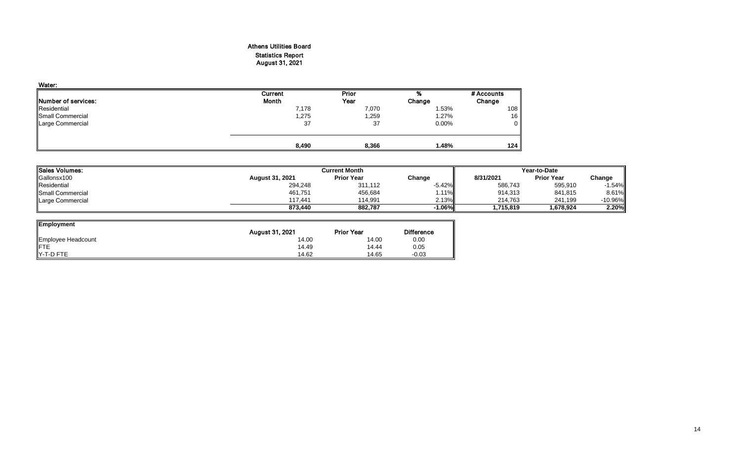# Athens Utilities Board

## Statistics Report

### August 31, 2021

**Water:**

| Number of services: | Current Month | Prior Year | % Change | # Accounts Change |
|---|---|---|---|---|
| Residential | 7,178 | 7,070 | 1.53% | 108 |
| Small Commercial | 1,275 | 1,259 | 1.27% | 16 |
| Large Commercial | 37 | 37 | 0.00% | 0 |
| | **8,490** | **8,366** | **1.48%** | **124** |

| Sales Volumes: | Current Month | | | Year-to-Date | | |
|---|---|---|---|---|---|---|
| Gallonsx100 | August 31, 2021 | Prior Year | Change | 8/31/2021 | Prior Year | Change |
| Residential | 294,248 | 311,112 | -5.42% | 586,743 | 595,910 | -1.54% |
| Small Commercial | 461,751 | 456,684 | 1.11% | 914,313 | 841,815 | 8.61% |
| Large Commercial | 117,441 | 114,991 | 2.13% | 214,763 | 241,199 | -10.96% |
| | **873,440** | **882,787** | **-1.06%** | **1,715,819** | **1,678,924** | **2.20%** |

| Employment | August 31, 2021 | Prior Year | Difference |
|---|---|---|---|
| Employee Headcount | 14.00 | 14.00 | 0.00 |
| FTE | 14.49 | 14.44 | 0.05 |
| Y-T-D FTE | 14.62 | 14.65 | -0.03 |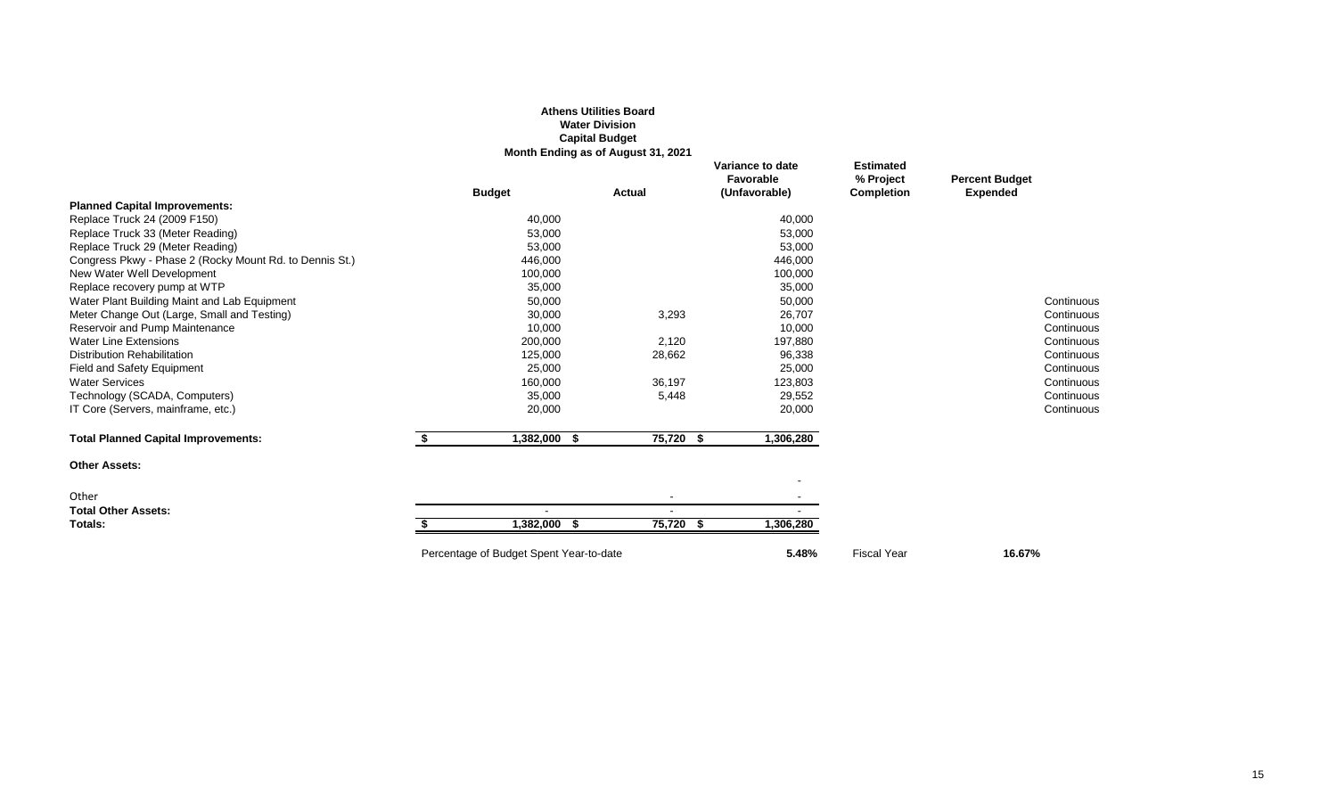**Athens Utilities Board**
**Water Division**
**Capital Budget**
**Month Ending as of August 31, 2021**

| | Budget | Actual | Variance to date Favorable (Unfavorable) | Estimated % Project Completion | Percent Budget Expended | |
|---|---|---|---|---|---|---|
| **Planned Capital Improvements:** | | | | | | |
| Replace Truck 24 (2009 F150) | 40,000 | | 40,000 | | | |
| Replace Truck 33 (Meter Reading) | 53,000 | | 53,000 | | | |
| Replace Truck 29 (Meter Reading) | 53,000 | | 53,000 | | | |
| Congress Pkwy - Phase 2 (Rocky Mount Rd. to Dennis St.) | 446,000 | | 446,000 | | | |
| New Water Well Development | 100,000 | | 100,000 | | | |
| Replace recovery pump at WTP | 35,000 | | 35,000 | | | |
| Water Plant Building Maint and Lab Equipment | 50,000 | | 50,000 | | | Continuous |
| Meter Change Out (Large, Small and Testing) | 30,000 | 3,293 | 26,707 | | | Continuous |
| Reservoir and Pump Maintenance | 10,000 | | 10,000 | | | Continuous |
| Water Line Extensions | 200,000 | 2,120 | 197,880 | | | Continuous |
| Distribution Rehabilitation | 125,000 | 28,662 | 96,338 | | | Continuous |
| Field and Safety Equipment | 25,000 | | 25,000 | | | Continuous |
| Water Services | 160,000 | 36,197 | 123,803 | | | Continuous |
| Technology (SCADA, Computers) | 35,000 | 5,448 | 29,552 | | | Continuous |
| IT Core (Servers, mainframe, etc.) | 20,000 | | 20,000 | | | Continuous |
| **Total Planned Capital Improvements:** | $ 1,382,000 | $ 75,720 | $ 1,306,280 | | | |
| **Other Assets:** | | | | | | |
| | | | - | | | |
| Other | | - | - | | | |
| **Total Other Assets:** | - | - | - | | | |
| **Totals:** | $ 1,382,000 | $ 75,720 | $ 1,306,280 | | | |
| Percentage of Budget Spent Year-to-date | | | **5.48%** | Fiscal Year | **16.67%** | |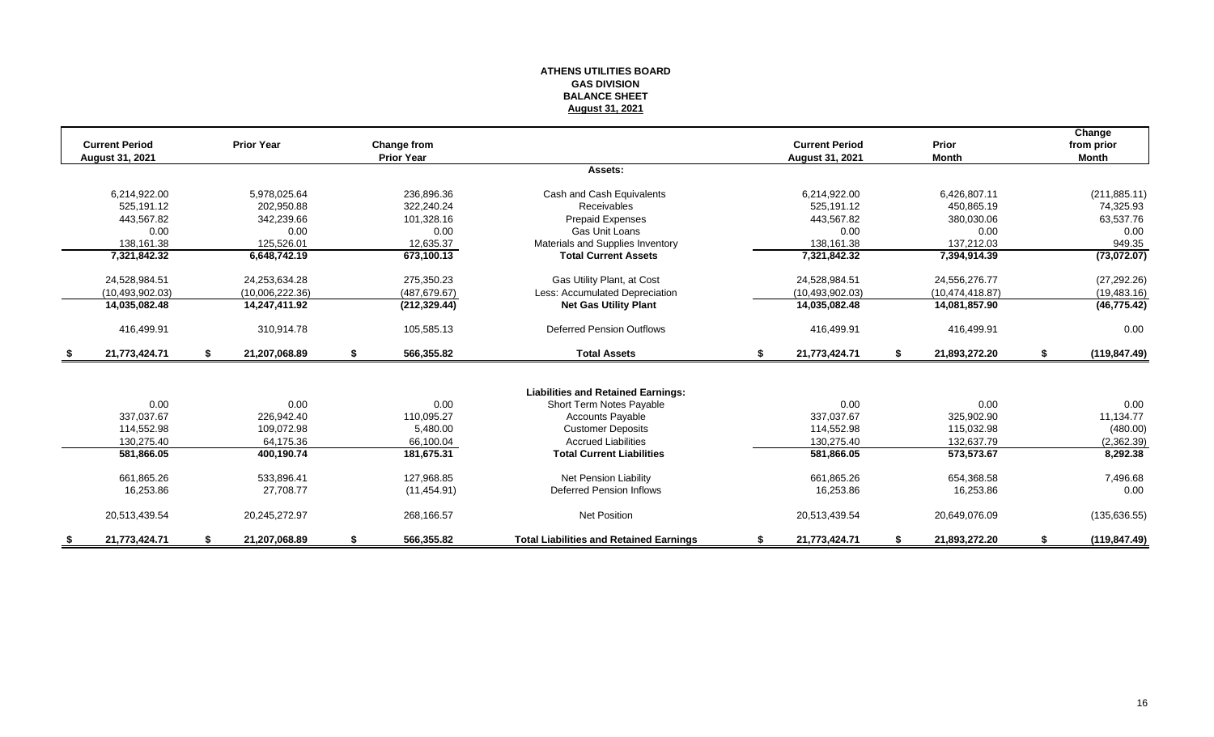# ATHENS UTILITIES BOARD
## GAS DIVISION
## BALANCE SHEET
## August 31, 2021

| Current Period August 31, 2021 | Prior Year | Change from Prior Year | | Current Period August 31, 2021 | Prior Month | Change from prior Month |
|---|---|---|---|---|---|---|
| | | | **Assets:** | | | |
| 6,214,922.00 | 5,978,025.64 | 236,896.36 | Cash and Cash Equivalents | 6,214,922.00 | 6,426,807.11 | (211,885.11) |
| 525,191.12 | 202,950.88 | 322,240.24 | Receivables | 525,191.12 | 450,865.19 | 74,325.93 |
| 443,567.82 | 342,239.66 | 101,328.16 | Prepaid Expenses | 443,567.82 | 380,030.06 | 63,537.76 |
| 0.00 | 0.00 | 0.00 | Gas Unit Loans | 0.00 | 0.00 | 0.00 |
| 138,161.38 | 125,526.01 | 12,635.37 | Materials and Supplies Inventory | 138,161.38 | 137,212.03 | 949.35 |
| **7,321,842.32** | **6,648,742.19** | **673,100.13** | **Total Current Assets** | **7,321,842.32** | **7,394,914.39** | **(73,072.07)** |
| 24,528,984.51 | 24,253,634.28 | 275,350.23 | Gas Utility Plant, at Cost | 24,528,984.51 | 24,556,276.77 | (27,292.26) |
| (10,493,902.03) | (10,006,222.36) | (487,679.67) | Less: Accumulated Depreciation | (10,493,902.03) | (10,474,418.87) | (19,483.16) |
| **14,035,082.48** | **14,247,411.92** | **(212,329.44)** | **Net Gas Utility Plant** | **14,035,082.48** | **14,081,857.90** | **(46,775.42)** |
| 416,499.91 | 310,914.78 | 105,585.13 | Deferred Pension Outflows | 416,499.91 | 416,499.91 | 0.00 |
| **$ 21,773,424.71** | **$ 21,207,068.89** | **$ 566,355.82** | **Total Assets** | **$ 21,773,424.71** | **$ 21,893,272.20** | **$ (119,847.49)** |
| | | | **Liabilities and Retained Earnings:** | | | |
| 0.00 | 0.00 | 0.00 | Short Term Notes Payable | 0.00 | 0.00 | 0.00 |
| 337,037.67 | 226,942.40 | 110,095.27 | Accounts Payable | 337,037.67 | 325,902.90 | 11,134.77 |
| 114,552.98 | 109,072.98 | 5,480.00 | Customer Deposits | 114,552.98 | 115,032.98 | (480.00) |
| 130,275.40 | 64,175.36 | 66,100.04 | Accrued Liabilities | 130,275.40 | 132,637.79 | (2,362.39) |
| **581,866.05** | **400,190.74** | **181,675.31** | **Total Current Liabilities** | **581,866.05** | **573,573.67** | **8,292.38** |
| 661,865.26 | 533,896.41 | 127,968.85 | Net Pension Liability | 661,865.26 | 654,368.58 | 7,496.68 |
| 16,253.86 | 27,708.77 | (11,454.91) | Deferred Pension Inflows | 16,253.86 | 16,253.86 | 0.00 |
| 20,513,439.54 | 20,245,272.97 | 268,166.57 | Net Position | 20,513,439.54 | 20,649,076.09 | (135,636.55) |
| **$ 21,773,424.71** | **$ 21,207,068.89** | **$ 566,355.82** | **Total Liabilities and Retained Earnings** | **$ 21,773,424.71** | **$ 21,893,272.20** | **$ (119,847.49)** |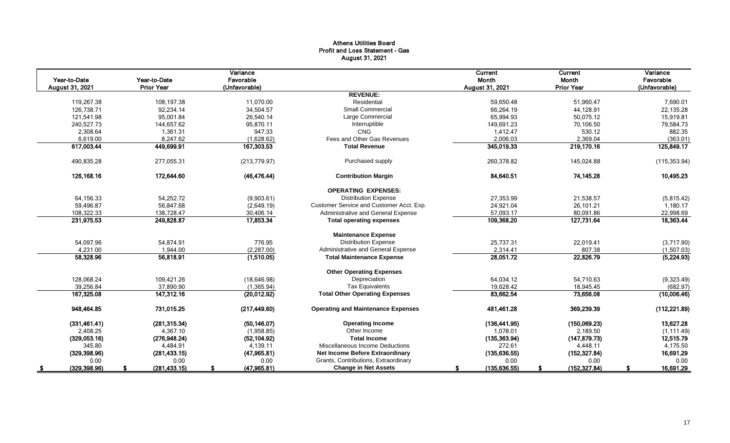# Athens Utilities Board
## Profit and Loss Statement - Gas
### August 31, 2021

| Year-to-Date August 31, 2021 | Year-to-Date Prior Year | Variance Favorable (Unfavorable) | | Current Month August 31, 2021 | Current Month Prior Year | Variance Favorable (Unfavorable) |
|---|---|---|---|---|---|---|
| | | | **REVENUE:** | | | |
| 119,267.38 | 108,197.38 | 11,070.00 | Residential | 59,650.48 | 51,960.47 | 7,690.01 |
| 126,738.71 | 92,234.14 | 34,504.57 | Small Commercial | 66,264.19 | 44,128.91 | 22,135.28 |
| 121,541.98 | 95,001.84 | 26,540.14 | Large Commercial | 65,994.93 | 50,075.12 | 15,919.81 |
| 240,527.73 | 144,657.62 | 95,870.11 | Interruptible | 149,691.23 | 70,106.50 | 79,584.73 |
| 2,308.64 | 1,361.31 | 947.33 | CNG | 1,412.47 | 530.12 | 882.35 |
| 6,619.00 | 8,247.62 | (1,628.62) | Fees and Other Gas Revenues | 2,006.03 | 2,369.04 | (363.01) |
| **617,003.44** | **449,699.91** | **167,303.53** | **Total Revenue** | **345,019.33** | **219,170.16** | **125,849.17** |
| 490,835.28 | 277,055.31 | (213,779.97) | Purchased supply | 260,378.82 | 145,024.88 | (115,353.94) |
| **126,168.16** | **172,644.60** | **(46,476.44)** | **Contribution Margin** | **84,640.51** | **74,145.28** | **10,495.23** |
| | | | **OPERATING EXPENSES:** | | | |
| 64,156.33 | 54,252.72 | (9,903.61) | Distribution Expense | 27,353.99 | 21,538.57 | (5,815.42) |
| 59,496.87 | 56,847.68 | (2,649.19) | Customer Service and Customer Acct. Exp. | 24,921.04 | 26,101.21 | 1,180.17 |
| 108,322.33 | 138,728.47 | 30,406.14 | Administrative and General Expense | 57,093.17 | 80,091.86 | 22,998.69 |
| **231,975.53** | **249,828.87** | **17,853.34** | **Total operating expenses** | **109,368.20** | **127,731.64** | **18,363.44** |
| | | | **Maintenance Expense** | | | |
| 54,097.96 | 54,874.91 | 776.95 | Distribution Expense | 25,737.31 | 22,019.41 | (3,717.90) |
| 4,231.00 | 1,944.00 | (2,287.00) | Administrative and General Expense | 2,314.41 | 807.38 | (1,507.03) |
| **58,328.96** | **56,818.91** | **(1,510.05)** | **Total Maintenance Expense** | **28,051.72** | **22,826.79** | **(5,224.93)** |
| | | | **Other Operating Expenses** | | | |
| 128,068.24 | 109,421.26 | (18,646.98) | Depreciation | 64,034.12 | 54,710.63 | (9,323.49) |
| 39,256.84 | 37,890.90 | (1,365.94) | Tax Equivalents | 19,628.42 | 18,945.45 | (682.97) |
| **167,325.08** | **147,312.16** | **(20,012.92)** | **Total Other Operating Expenses** | **83,662.54** | **73,656.08** | **(10,006.46)** |
| **948,464.85** | **731,015.25** | **(217,449.60)** | **Operating and Maintenance Expenses** | **481,461.28** | **369,239.39** | **(112,221.89)** |
| **(331,461.41)** | **(281,315.34)** | **(50,146.07)** | **Operating Income** | **(136,441.95)** | **(150,069.23)** | **13,627.28** |
| 2,408.25 | 4,367.10 | (1,958.85) | Other Income | 1,078.01 | 2,189.50 | (1,111.49) |
| **(329,053.16)** | **(276,948.24)** | **(52,104.92)** | **Total Income** | **(135,363.94)** | **(147,879.73)** | **12,515.79** |
| 345.80 | 4,484.91 | 4,139.11 | Miscellaneous Income Deductions | 272.61 | 4,448.11 | 4,175.50 |
| **(329,398.96)** | **(281,433.15)** | **(47,965.81)** | **Net Income Before Extraordinary** | **(135,636.55)** | **(152,327.84)** | **16,691.29** |
| 0.00 | 0.00 | 0.00 | Grants, Contributions, Extraordinary | 0.00 | 0.00 | 0.00 |
| **$ (329,398.96)** | **$ (281,433.15)** | **$ (47,965.81)** | **Change in Net Assets** | **$ (135,636.55)** | **$ (152,327.84)** | **$ 16,691.29** |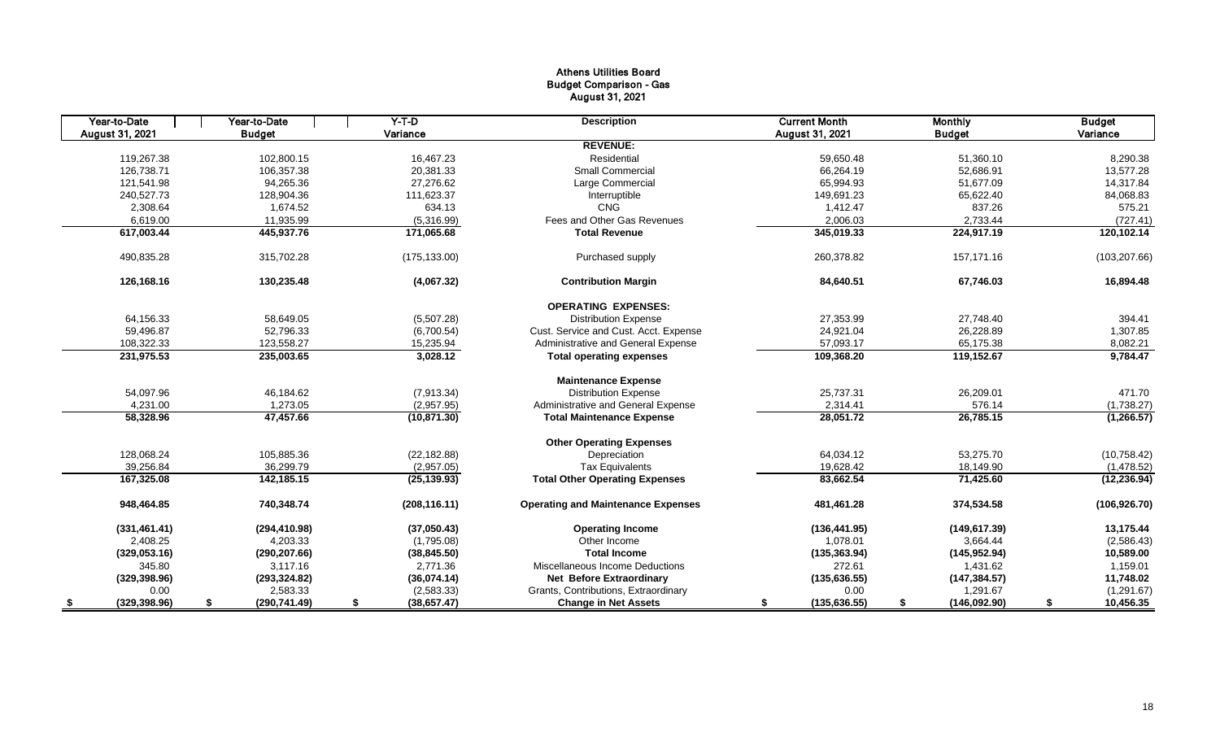# Athens Utilities Board
## Budget Comparison - Gas
### August 31, 2021

| Year-to-Date August 31, 2021 | Year-to-Date Budget | Y-T-D Variance | Description | Current Month August 31, 2021 | Monthly Budget | Budget Variance |
|---|---|---|---|---|---|---|
| | | | **REVENUE:** | | | |
| 119,267.38 | 102,800.15 | 16,467.23 | Residential | 59,650.48 | 51,360.10 | 8,290.38 |
| 126,738.71 | 106,357.38 | 20,381.33 | Small Commercial | 66,264.19 | 52,686.91 | 13,577.28 |
| 121,541.98 | 94,265.36 | 27,276.62 | Large Commercial | 65,994.93 | 51,677.09 | 14,317.84 |
| 240,527.73 | 128,904.36 | 111,623.37 | Interruptible | 149,691.23 | 65,622.40 | 84,068.83 |
| 2,308.64 | 1,674.52 | 634.13 | CNG | 1,412.47 | 837.26 | 575.21 |
| 6,619.00 | 11,935.99 | (5,316.99) | Fees and Other Gas Revenues | 2,006.03 | 2,733.44 | (727.41) |
| **617,003.44** | **445,937.76** | **171,065.68** | **Total Revenue** | **345,019.33** | **224,917.19** | **120,102.14** |
| 490,835.28 | 315,702.28 | (175,133.00) | Purchased supply | 260,378.82 | 157,171.16 | (103,207.66) |
| **126,168.16** | **130,235.48** | **(4,067.32)** | **Contribution Margin** | **84,640.51** | **67,746.03** | **16,894.48** |
| | | | **OPERATING EXPENSES:** | | | |
| 64,156.33 | 58,649.05 | (5,507.28) | Distribution Expense | 27,353.99 | 27,748.40 | 394.41 |
| 59,496.87 | 52,796.33 | (6,700.54) | Cust. Service and Cust. Acct. Expense | 24,921.04 | 26,228.89 | 1,307.85 |
| 108,322.33 | 123,558.27 | 15,235.94 | Administrative and General Expense | 57,093.17 | 65,175.38 | 8,082.21 |
| **231,975.53** | **235,003.65** | **3,028.12** | **Total operating expenses** | **109,368.20** | **119,152.67** | **9,784.47** |
| | | | **Maintenance Expense** | | | |
| 54,097.96 | 46,184.62 | (7,913.34) | Distribution Expense | 25,737.31 | 26,209.01 | 471.70 |
| 4,231.00 | 1,273.05 | (2,957.95) | Administrative and General Expense | 2,314.41 | 576.14 | (1,738.27) |
| **58,328.96** | **47,457.66** | **(10,871.30)** | **Total Maintenance Expense** | **28,051.72** | **26,785.15** | **(1,266.57)** |
| | | | **Other Operating Expenses** | | | |
| 128,068.24 | 105,885.36 | (22,182.88) | Depreciation | 64,034.12 | 53,275.70 | (10,758.42) |
| 39,256.84 | 36,299.79 | (2,957.05) | Tax Equivalents | 19,628.42 | 18,149.90 | (1,478.52) |
| **167,325.08** | **142,185.15** | **(25,139.93)** | **Total Other Operating Expenses** | **83,662.54** | **71,425.60** | **(12,236.94)** |
| **948,464.85** | **740,348.74** | **(208,116.11)** | **Operating and Maintenance Expenses** | **481,461.28** | **374,534.58** | **(106,926.70)** |
| **(331,461.41)** | **(294,410.98)** | **(37,050.43)** | **Operating Income** | **(136,441.95)** | **(149,617.39)** | **13,175.44** |
| 2,408.25 | 4,203.33 | (1,795.08) | Other Income | 1,078.01 | 3,664.44 | (2,586.43) |
| **(329,053.16)** | **(290,207.66)** | **(38,845.50)** | **Total Income** | **(135,363.94)** | **(145,952.94)** | **10,589.00** |
| 345.80 | 3,117.16 | 2,771.36 | Miscellaneous Income Deductions | 272.61 | 1,431.62 | 1,159.01 |
| **(329,398.96)** | **(293,324.82)** | **(36,074.14)** | **Net Before Extraordinary** | **(135,636.55)** | **(147,384.57)** | **11,748.02** |
| 0.00 | 2,583.33 | (2,583.33) | Grants, Contributions, Extraordinary | 0.00 | 1,291.67 | (1,291.67) |
| **$ (329,398.96)** | **$ (290,741.49)** | **$ (38,657.47)** | **Change in Net Assets** | **$ (135,636.55)** | **$ (146,092.90)** | **$ 10,456.35** |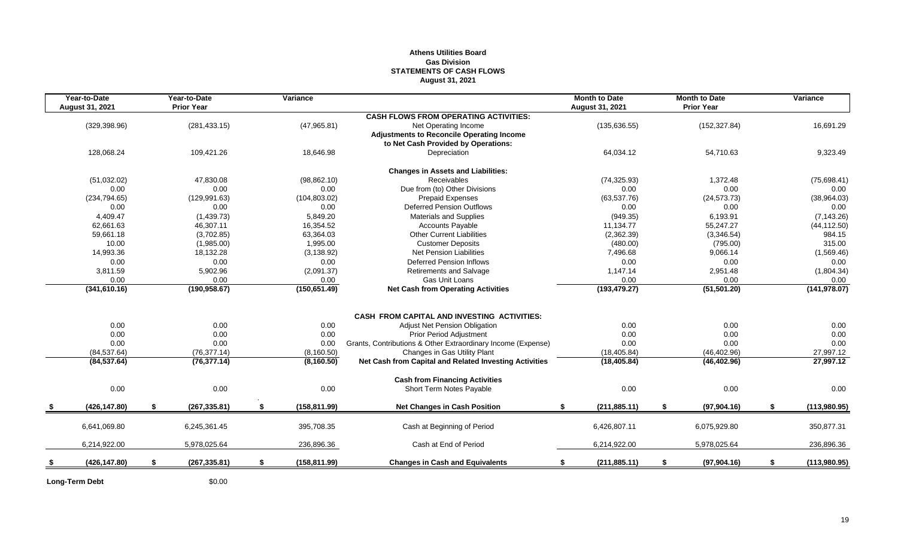**Athens Utilities Board**
**Gas Division**
**STATEMENTS OF CASH FLOWS**
**August 31, 2021**

| Year-to-Date August 31, 2021 | Year-to-Date Prior Year | Variance | | Month to Date August 31, 2021 | Month to Date Prior Year | Variance |
|---|---|---|---|---|---|---|
| | | | **CASH FLOWS FROM OPERATING ACTIVITIES:** | | | |
| (329,398.96) | (281,433.15) | (47,965.81) | Net Operating Income | (135,636.55) | (152,327.84) | 16,691.29 |
| | | | **Adjustments to Reconcile Operating Income to Net Cash Provided by Operations:** | | | |
| 128,068.24 | 109,421.26 | 18,646.98 | Depreciation | 64,034.12 | 54,710.63 | 9,323.49 |
| | | | **Changes in Assets and Liabilities:** | | | |
| (51,032.02) | 47,830.08 | (98,862.10) | Receivables | (74,325.93) | 1,372.48 | (75,698.41) |
| 0.00 | 0.00 | 0.00 | Due from (to) Other Divisions | 0.00 | 0.00 | 0.00 |
| (234,794.65) | (129,991.63) | (104,803.02) | Prepaid Expenses | (63,537.76) | (24,573.73) | (38,964.03) |
| 0.00 | 0.00 | 0.00 | Deferred Pension Outflows | 0.00 | 0.00 | 0.00 |
| 4,409.47 | (1,439.73) | 5,849.20 | Materials and Supplies | (949.35) | 6,193.91 | (7,143.26) |
| 62,661.63 | 46,307.11 | 16,354.52 | Accounts Payable | 11,134.77 | 55,247.27 | (44,112.50) |
| 59,661.18 | (3,702.85) | 63,364.03 | Other Current Liabilities | (2,362.39) | (3,346.54) | 984.15 |
| 10.00 | (1,985.00) | 1,995.00 | Customer Deposits | (480.00) | (795.00) | 315.00 |
| 14,993.36 | 18,132.28 | (3,138.92) | Net Pension Liabilities | 7,496.68 | 9,066.14 | (1,569.46) |
| 0.00 | 0.00 | 0.00 | Deferred Pension Inflows | 0.00 | 0.00 | 0.00 |
| 3,811.59 | 5,902.96 | (2,091.37) | Retirements and Salvage | 1,147.14 | 2,951.48 | (1,804.34) |
| 0.00 | 0.00 | 0.00 | Gas Unit Loans | 0.00 | 0.00 | 0.00 |
| **(341,610.16)** | **(190,958.67)** | **(150,651.49)** | **Net Cash from Operating Activities** | **(193,479.27)** | **(51,501.20)** | **(141,978.07)** |
| | | | **CASH FROM CAPITAL AND INVESTING ACTIVITIES:** | | | |
| 0.00 | 0.00 | 0.00 | Adjust Net Pension Obligation | 0.00 | 0.00 | 0.00 |
| 0.00 | 0.00 | 0.00 | Prior Period Adjustment | 0.00 | 0.00 | 0.00 |
| 0.00 | 0.00 | 0.00 | Grants, Contributions & Other Extraordinary Income (Expense) | 0.00 | 0.00 | 0.00 |
| (84,537.64) | (76,377.14) | (8,160.50) | Changes in Gas Utility Plant | (18,405.84) | (46,402.96) | 27,997.12 |
| **(84,537.64)** | **(76,377.14)** | **(8,160.50)** | **Net Cash from Capital and Related Investing Activities** | **(18,405.84)** | **(46,402.96)** | **27,997.12** |
| | | | **Cash from Financing Activities** | | | |
| 0.00 | 0.00 | 0.00 | Short Term Notes Payable | 0.00 | 0.00 | 0.00 |
| **$ (426,147.80)** | **$ (267,335.81)** | **$ (158,811.99)** | **Net Changes in Cash Position** | **$ (211,885.11)** | **$ (97,904.16)** | **$ (113,980.95)** |
| 6,641,069.80 | 6,245,361.45 | 395,708.35 | Cash at Beginning of Period | 6,426,807.11 | 6,075,929.80 | 350,877.31 |
| 6,214,922.00 | 5,978,025.64 | 236,896.36 | Cash at End of Period | 6,214,922.00 | 5,978,025.64 | 236,896.36 |
| **$ (426,147.80)** | **$ (267,335.81)** | **$ (158,811.99)** | **Changes in Cash and Equivalents** | **$ (211,885.11)** | **$ (97,904.16)** | **$ (113,980.95)** |

**Long-Term Debt** $0.00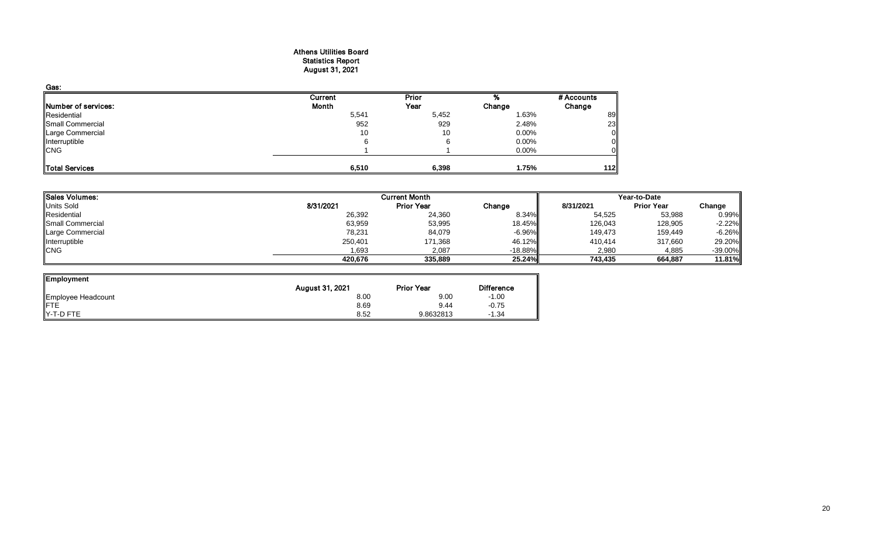# Athens Utilities Board
## Statistics Report
## August 31, 2021

**Gas:**

| Number of services: | Current Month | Prior Year | % Change | # Accounts Change |
|---|---|---|---|---|
| Residential | 5,541 | 5,452 | 1.63% | 89 |
| Small Commercial | 952 | 929 | 2.48% | 23 |
| Large Commercial | 10 | 10 | 0.00% | 0 |
| Interruptible | 6 | 6 | 0.00% | 0 |
| CNG | 1 | 1 | 0.00% | 0 |
| **Total Services** | **6,510** | **6,398** | **1.75%** | **112** |

| Sales Volumes: | Current Month | | | Year-to-Date | | |
|---|---|---|---|---|---|---|
| Units Sold | 8/31/2021 | Prior Year | Change | 8/31/2021 | Prior Year | Change |
| Residential | 26,392 | 24,360 | 8.34% | 54,525 | 53,988 | 0.99% |
| Small Commercial | 63,959 | 53,995 | 18.45% | 126,043 | 128,905 | -2.22% |
| Large Commercial | 78,231 | 84,079 | -6.96% | 149,473 | 159,449 | -6.26% |
| Interruptible | 250,401 | 171,368 | 46.12% | 410,414 | 317,660 | 29.20% |
| CNG | 1,693 | 2,087 | -18.88% | 2,980 | 4,885 | -39.00% |
| | **420,676** | **335,889** | **25.24%** | **743,435** | **664,887** | **11.81%** |

| Employment | August 31, 2021 | Prior Year | Difference |
|---|---|---|---|
| Employee Headcount | 8.00 | 9.00 | -1.00 |
| FTE | 8.69 | 9.44 | -0.75 |
| Y-T-D FTE | 8.52 | 9.8632813 | -1.34 |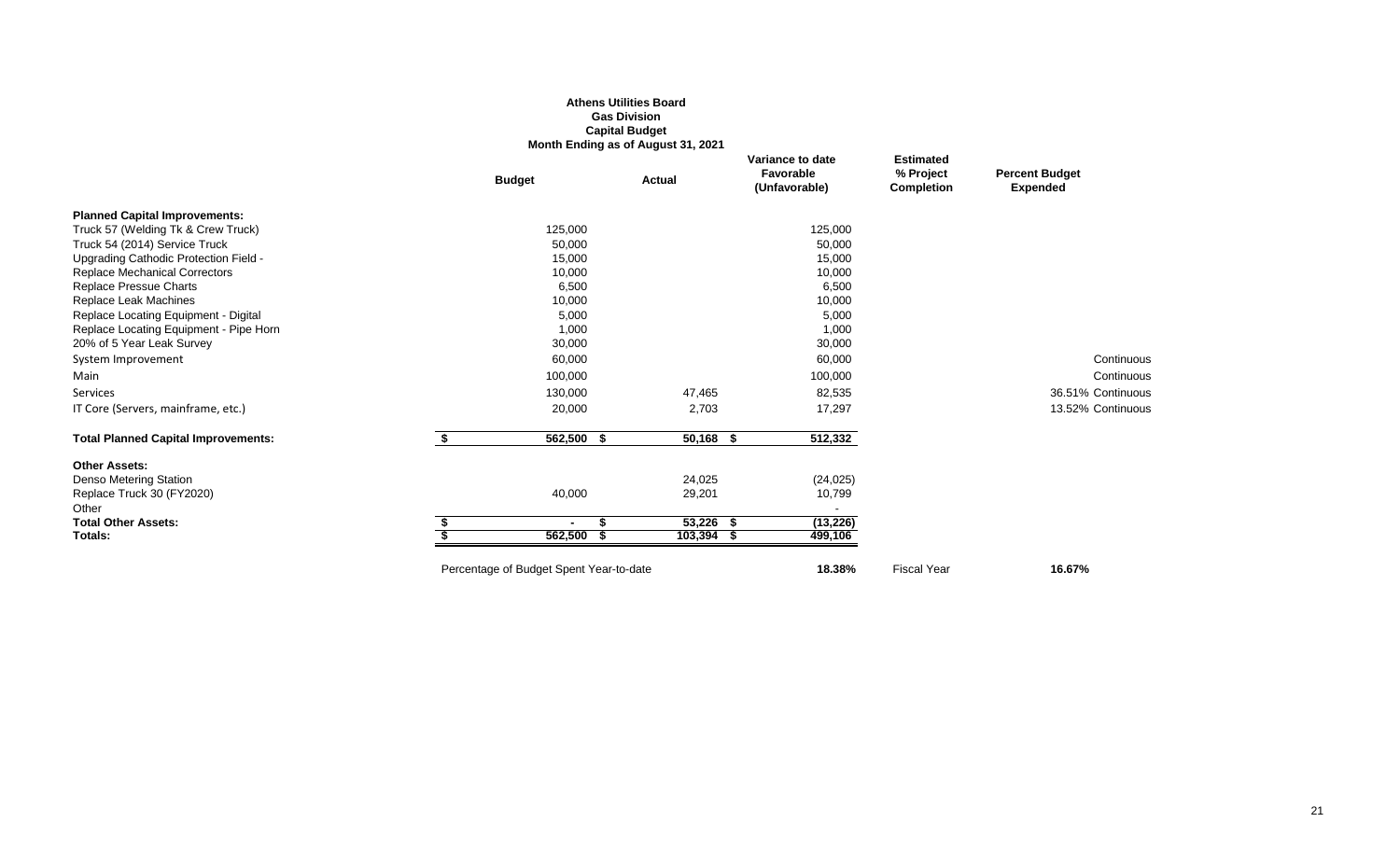**Athens Utilities Board**
**Gas Division**
**Capital Budget**
**Month Ending as of August 31, 2021**

| | Budget | Actual | Variance to date Favorable (Unfavorable) | Estimated % Project Completion | Percent Budget Expended | |
|---|---|---|---|---|---|---|
| **Planned Capital Improvements:** | | | | | | |
| Truck 57 (Welding Tk & Crew Truck) | 125,000 | | 125,000 | | | |
| Truck 54 (2014) Service Truck | 50,000 | | 50,000 | | | |
| Upgrading Cathodic Protection Field - | 15,000 | | 15,000 | | | |
| Replace Mechanical Correctors | 10,000 | | 10,000 | | | |
| Replace Pressue Charts | 6,500 | | 6,500 | | | |
| Replace Leak Machines | 10,000 | | 10,000 | | | |
| Replace Locating Equipment - Digital | 5,000 | | 5,000 | | | |
| Replace Locating Equipment - Pipe Horn | 1,000 | | 1,000 | | | |
| 20% of 5 Year Leak Survey | 30,000 | | 30,000 | | | |
| System Improvement | 60,000 | | 60,000 | | | Continuous |
| Main | 100,000 | | 100,000 | | | Continuous |
| Services | 130,000 | 47,465 | 82,535 | | 36.51% | Continuous |
| IT Core (Servers, mainframe, etc.) | 20,000 | 2,703 | 17,297 | | 13.52% | Continuous |
| **Total Planned Capital Improvements:** | $ 562,500 | $ 50,168 | $ 512,332 | | | |
| **Other Assets:** | | | | | | |
| Denso Metering Station | | 24,025 | (24,025) | | | |
| Replace Truck 30 (FY2020) | 40,000 | 29,201 | 10,799 | | | |
| Other | | | - | | | |
| **Total Other Assets:** | $ - | $ 53,226 | $ (13,226) | | | |
| **Totals:** | $ 562,500 | $ 103,394 | $ 499,106 | | | |
| Percentage of Budget Spent Year-to-date | | | **18.38%** | Fiscal Year | **16.67%** | |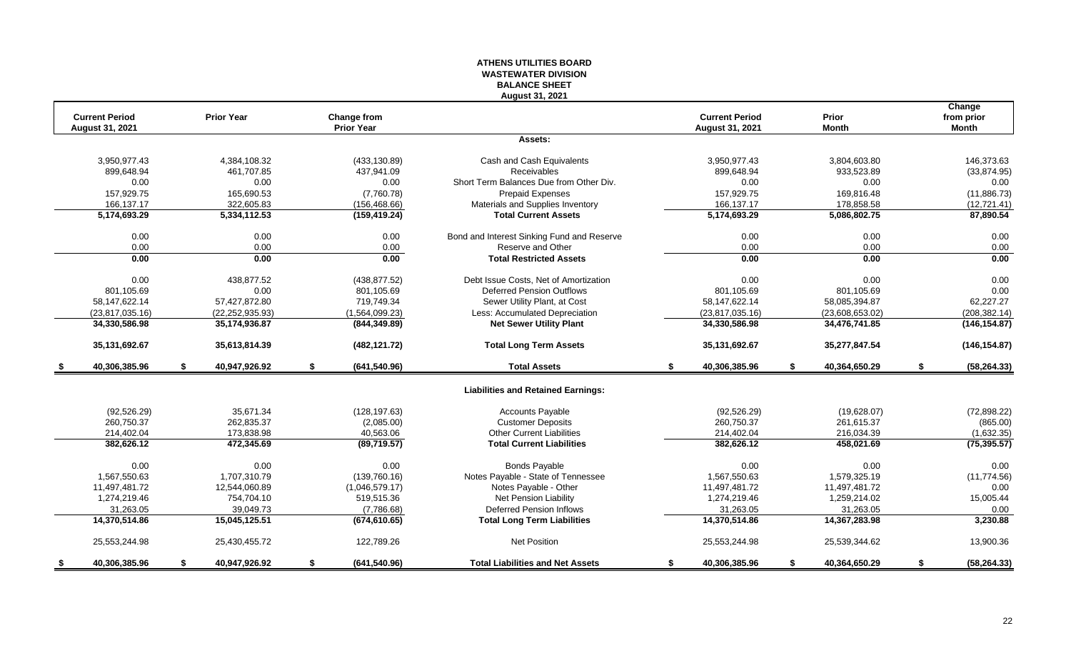# ATHENS UTILITIES BOARD
## WASTEWATER DIVISION
## BALANCE SHEET
### August 31, 2021

| Current Period August 31, 2021 | Prior Year | Change from Prior Year | | Current Period August 31, 2021 | Prior Month | Change from prior Month |
|---|---|---|---|---|---|---|
| | | | **Assets:** | | | |
| 3,950,977.43 | 4,384,108.32 | (433,130.89) | Cash and Cash Equivalents | 3,950,977.43 | 3,804,603.80 | 146,373.63 |
| 899,648.94 | 461,707.85 | 437,941.09 | Receivables | 899,648.94 | 933,523.89 | (33,874.95) |
| 0.00 | 0.00 | 0.00 | Short Term Balances Due from Other Div. | 0.00 | 0.00 | 0.00 |
| 157,929.75 | 165,690.53 | (7,760.78) | Prepaid Expenses | 157,929.75 | 169,816.48 | (11,886.73) |
| 166,137.17 | 322,605.83 | (156,468.66) | Materials and Supplies Inventory | 166,137.17 | 178,858.58 | (12,721.41) |
| **5,174,693.29** | **5,334,112.53** | **(159,419.24)** | **Total Current Assets** | **5,174,693.29** | **5,086,802.75** | **87,890.54** |
| 0.00 | 0.00 | 0.00 | Bond and Interest Sinking Fund and Reserve | 0.00 | 0.00 | 0.00 |
| 0.00 | 0.00 | 0.00 | Reserve and Other | 0.00 | 0.00 | 0.00 |
| **0.00** | **0.00** | **0.00** | **Total Restricted Assets** | **0.00** | **0.00** | **0.00** |
| 0.00 | 438,877.52 | (438,877.52) | Debt Issue Costs, Net of Amortization | 0.00 | 0.00 | 0.00 |
| 801,105.69 | 0.00 | 801,105.69 | Deferred Pension Outflows | 801,105.69 | 801,105.69 | 0.00 |
| 58,147,622.14 | 57,427,872.80 | 719,749.34 | Sewer Utility Plant, at Cost | 58,147,622.14 | 58,085,394.87 | 62,227.27 |
| (23,817,035.16) | (22,252,935.93) | (1,564,099.23) | Less: Accumulated Depreciation | (23,817,035.16) | (23,608,653.02) | (208,382.14) |
| **34,330,586.98** | **35,174,936.87** | **(844,349.89)** | **Net Sewer Utility Plant** | **34,330,586.98** | **34,476,741.85** | **(146,154.87)** |
| **35,131,692.67** | **35,613,814.39** | **(482,121.72)** | **Total Long Term Assets** | **35,131,692.67** | **35,277,847.54** | **(146,154.87)** |
| **$ 40,306,385.96** | **$ 40,947,926.92** | **$ (641,540.96)** | **Total Assets** | **$ 40,306,385.96** | **$ 40,364,650.29** | **$ (58,264.33)** |
| | | | **Liabilities and Retained Earnings:** | | | |
| (92,526.29) | 35,671.34 | (128,197.63) | Accounts Payable | (92,526.29) | (19,628.07) | (72,898.22) |
| 260,750.37 | 262,835.37 | (2,085.00) | Customer Deposits | 260,750.37 | 261,615.37 | (865.00) |
| 214,402.04 | 173,838.98 | 40,563.06 | Other Current Liabilities | 214,402.04 | 216,034.39 | (1,632.35) |
| **382,626.12** | **472,345.69** | **(89,719.57)** | **Total Current Liabilities** | **382,626.12** | **458,021.69** | **(75,395.57)** |
| 0.00 | 0.00 | 0.00 | Bonds Payable | 0.00 | 0.00 | 0.00 |
| 1,567,550.63 | 1,707,310.79 | (139,760.16) | Notes Payable - State of Tennessee | 1,567,550.63 | 1,579,325.19 | (11,774.56) |
| 11,497,481.72 | 12,544,060.89 | (1,046,579.17) | Notes Payable - Other | 11,497,481.72 | 11,497,481.72 | 0.00 |
| 1,274,219.46 | 754,704.10 | 519,515.36 | Net Pension Liability | 1,274,219.46 | 1,259,214.02 | 15,005.44 |
| 31,263.05 | 39,049.73 | (7,786.68) | Deferred Pension Inflows | 31,263.05 | 31,263.05 | 0.00 |
| **14,370,514.86** | **15,045,125.51** | **(674,610.65)** | **Total Long Term Liabilities** | **14,370,514.86** | **14,367,283.98** | **3,230.88** |
| 25,553,244.98 | 25,430,455.72 | 122,789.26 | Net Position | 25,553,244.98 | 25,539,344.62 | 13,900.36 |
| **$ 40,306,385.96** | **$ 40,947,926.92** | **$ (641,540.96)** | **Total Liabilities and Net Assets** | **$ 40,306,385.96** | **$ 40,364,650.29** | **$ (58,264.33)** |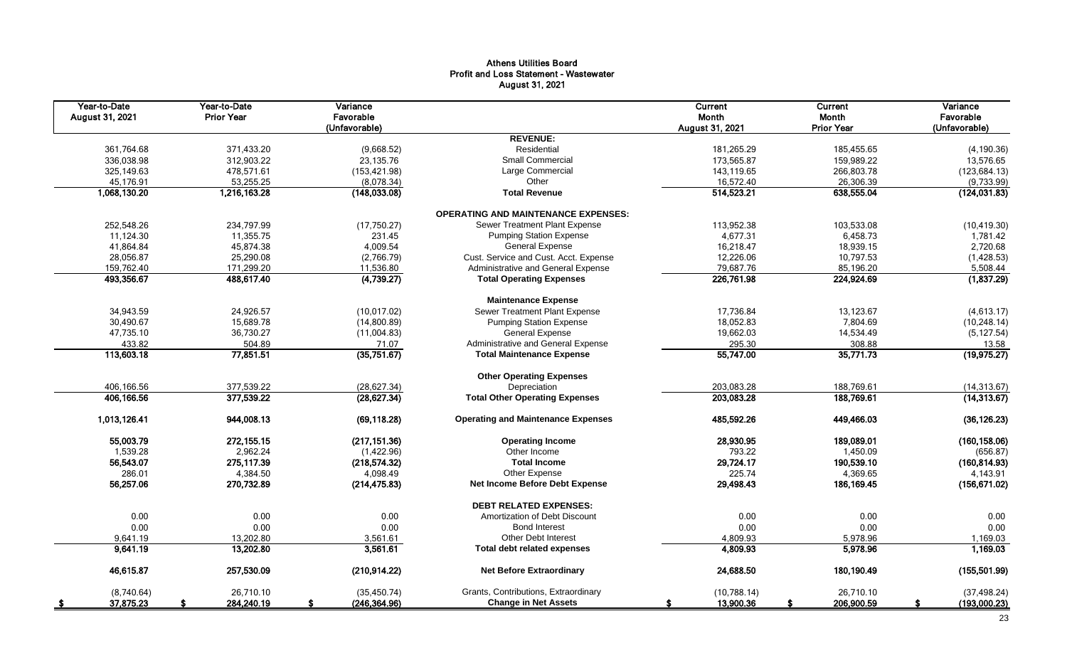# Athens Utilities Board
## Profit and Loss Statement - Wastewater
### August 31, 2021

| Year-to-Date August 31, 2021 | Year-to-Date Prior Year | Variance Favorable (Unfavorable) | | Current Month August 31, 2021 | Current Month Prior Year | Variance Favorable (Unfavorable) |
|---|---|---|---|---|---|---|
| | | | **REVENUE:** | | | |
| 361,764.68 | 371,433.20 | (9,668.52) | Residential | 181,265.29 | 185,455.65 | (4,190.36) |
| 336,038.98 | 312,903.22 | 23,135.76 | Small Commercial | 173,565.87 | 159,989.22 | 13,576.65 |
| 325,149.63 | 478,571.61 | (153,421.98) | Large Commercial | 143,119.65 | 266,803.78 | (123,684.13) |
| 45,176.91 | 53,255.25 | (8,078.34) | Other | 16,572.40 | 26,306.39 | (9,733.99) |
| **1,068,130.20** | **1,216,163.28** | **(148,033.08)** | **Total Revenue** | **514,523.21** | **638,555.04** | **(124,031.83)** |
| | | | **OPERATING AND MAINTENANCE EXPENSES:** | | | |
| 252,548.26 | 234,797.99 | (17,750.27) | Sewer Treatment Plant Expense | 113,952.38 | 103,533.08 | (10,419.30) |
| 11,124.30 | 11,355.75 | 231.45 | Pumping Station Expense | 4,677.31 | 6,458.73 | 1,781.42 |
| 41,864.84 | 45,874.38 | 4,009.54 | General Expense | 16,218.47 | 18,939.15 | 2,720.68 |
| 28,056.87 | 25,290.08 | (2,766.79) | Cust. Service and Cust. Acct. Expense | 12,226.06 | 10,797.53 | (1,428.53) |
| 159,762.40 | 171,299.20 | 11,536.80 | Administrative and General Expense | 79,687.76 | 85,196.20 | 5,508.44 |
| **493,356.67** | **488,617.40** | **(4,739.27)** | **Total Operating Expenses** | **226,761.98** | **224,924.69** | **(1,837.29)** |
| | | | **Maintenance Expense** | | | |
| 34,943.59 | 24,926.57 | (10,017.02) | Sewer Treatment Plant Expense | 17,736.84 | 13,123.67 | (4,613.17) |
| 30,490.67 | 15,689.78 | (14,800.89) | Pumping Station Expense | 18,052.83 | 7,804.69 | (10,248.14) |
| 47,735.10 | 36,730.27 | (11,004.83) | General Expense | 19,662.03 | 14,534.49 | (5,127.54) |
| 433.82 | 504.89 | 71.07 | Administrative and General Expense | 295.30 | 308.88 | 13.58 |
| **113,603.18** | **77,851.51** | **(35,751.67)** | **Total Maintenance Expense** | **55,747.00** | **35,771.73** | **(19,975.27)** |
| | | | **Other Operating Expenses** | | | |
| 406,166.56 | 377,539.22 | (28,627.34) | Depreciation | 203,083.28 | 188,769.61 | (14,313.67) |
| **406,166.56** | **377,539.22** | **(28,627.34)** | **Total Other Operating Expenses** | **203,083.28** | **188,769.61** | **(14,313.67)** |
| **1,013,126.41** | **944,008.13** | **(69,118.28)** | **Operating and Maintenance Expenses** | **485,592.26** | **449,466.03** | **(36,126.23)** |
| **55,003.79** | **272,155.15** | **(217,151.36)** | **Operating Income** | **28,930.95** | **189,089.01** | **(160,158.06)** |
| 1,539.28 | 2,962.24 | (1,422.96) | Other Income | 793.22 | 1,450.09 | (656.87) |
| **56,543.07** | **275,117.39** | **(218,574.32)** | **Total Income** | **29,724.17** | **190,539.10** | **(160,814.93)** |
| 286.01 | 4,384.50 | 4,098.49 | Other Expense | 225.74 | 4,369.65 | 4,143.91 |
| **56,257.06** | **270,732.89** | **(214,475.83)** | **Net Income Before Debt Expense** | **29,498.43** | **186,169.45** | **(156,671.02)** |
| | | | **DEBT RELATED EXPENSES:** | | | |
| 0.00 | 0.00 | 0.00 | Amortization of Debt Discount | 0.00 | 0.00 | 0.00 |
| 0.00 | 0.00 | 0.00 | Bond Interest | 0.00 | 0.00 | 0.00 |
| 9,641.19 | 13,202.80 | 3,561.61 | Other Debt Interest | 4,809.93 | 5,978.96 | 1,169.03 |
| **9,641.19** | **13,202.80** | **3,561.61** | **Total debt related expenses** | **4,809.93** | **5,978.96** | **1,169.03** |
| **46,615.87** | **257,530.09** | **(210,914.22)** | **Net Before Extraordinary** | **24,688.50** | **180,190.49** | **(155,501.99)** |
| (8,740.64) | 26,710.10 | (35,450.74) | Grants, Contributions, Extraordinary | (10,788.14) | 26,710.10 | (37,498.24) |
| **$ 37,875.23** | **$ 284,240.19** | **$ (246,364.96)** | **Change in Net Assets** | **$ 13,900.36** | **$ 206,900.59** | **$ (193,000.23)** |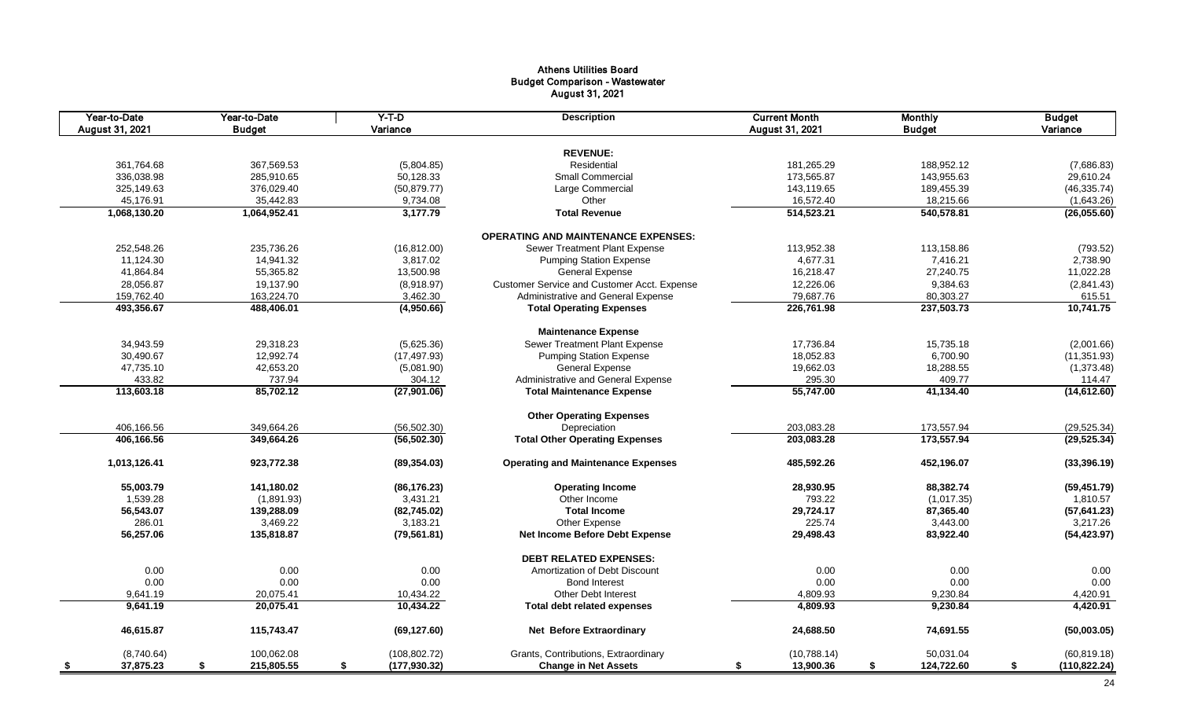# Athens Utilities Board
## Budget Comparison - Wastewater
### August 31, 2021

| Year-to-Date August 31, 2021 | Year-to-Date Budget | Y-T-D Variance | Description | Current Month August 31, 2021 | Monthly Budget | Budget Variance |
|---|---|---|---|---|---|---|
| | | | **REVENUE:** | | | |
| 361,764.68 | 367,569.53 | (5,804.85) | Residential | 181,265.29 | 188,952.12 | (7,686.83) |
| 336,038.98 | 285,910.65 | 50,128.33 | Small Commercial | 173,565.87 | 143,955.63 | 29,610.24 |
| 325,149.63 | 376,029.40 | (50,879.77) | Large Commercial | 143,119.65 | 189,455.39 | (46,335.74) |
| 45,176.91 | 35,442.83 | 9,734.08 | Other | 16,572.40 | 18,215.66 | (1,643.26) |
| **1,068,130.20** | **1,064,952.41** | **3,177.79** | **Total Revenue** | **514,523.21** | **540,578.81** | **(26,055.60)** |
| | | | **OPERATING AND MAINTENANCE EXPENSES:** | | | |
| 252,548.26 | 235,736.26 | (16,812.00) | Sewer Treatment Plant Expense | 113,952.38 | 113,158.86 | (793.52) |
| 11,124.30 | 14,941.32 | 3,817.02 | Pumping Station Expense | 4,677.31 | 7,416.21 | 2,738.90 |
| 41,864.84 | 55,365.82 | 13,500.98 | General Expense | 16,218.47 | 27,240.75 | 11,022.28 |
| 28,056.87 | 19,137.90 | (8,918.97) | Customer Service and Customer Acct. Expense | 12,226.06 | 9,384.63 | (2,841.43) |
| 159,762.40 | 163,224.70 | 3,462.30 | Administrative and General Expense | 79,687.76 | 80,303.27 | 615.51 |
| **493,356.67** | **488,406.01** | **(4,950.66)** | **Total Operating Expenses** | **226,761.98** | **237,503.73** | **10,741.75** |
| | | | **Maintenance Expense** | | | |
| 34,943.59 | 29,318.23 | (5,625.36) | Sewer Treatment Plant Expense | 17,736.84 | 15,735.18 | (2,001.66) |
| 30,490.67 | 12,992.74 | (17,497.93) | Pumping Station Expense | 18,052.83 | 6,700.90 | (11,351.93) |
| 47,735.10 | 42,653.20 | (5,081.90) | General Expense | 19,662.03 | 18,288.55 | (1,373.48) |
| 433.82 | 737.94 | 304.12 | Administrative and General Expense | 295.30 | 409.77 | 114.47 |
| **113,603.18** | **85,702.12** | **(27,901.06)** | **Total Maintenance Expense** | **55,747.00** | **41,134.40** | **(14,612.60)** |
| | | | **Other Operating Expenses** | | | |
| 406,166.56 | 349,664.26 | (56,502.30) | Depreciation | 203,083.28 | 173,557.94 | (29,525.34) |
| **406,166.56** | **349,664.26** | **(56,502.30)** | **Total Other Operating Expenses** | **203,083.28** | **173,557.94** | **(29,525.34)** |
| **1,013,126.41** | **923,772.38** | **(89,354.03)** | **Operating and Maintenance Expenses** | **485,592.26** | **452,196.07** | **(33,396.19)** |
| **55,003.79** | **141,180.02** | **(86,176.23)** | **Operating Income** | **28,930.95** | **88,382.74** | **(59,451.79)** |
| 1,539.28 | (1,891.93) | 3,431.21 | Other Income | 793.22 | (1,017.35) | 1,810.57 |
| **56,543.07** | **139,288.09** | **(82,745.02)** | **Total Income** | **29,724.17** | **87,365.40** | **(57,641.23)** |
| 286.01 | 3,469.22 | 3,183.21 | Other Expense | 225.74 | 3,443.00 | 3,217.26 |
| **56,257.06** | **135,818.87** | **(79,561.81)** | **Net Income Before Debt Expense** | **29,498.43** | **83,922.40** | **(54,423.97)** |
| | | | **DEBT RELATED EXPENSES:** | | | |
| 0.00 | 0.00 | 0.00 | Amortization of Debt Discount | 0.00 | 0.00 | 0.00 |
| 0.00 | 0.00 | 0.00 | Bond Interest | 0.00 | 0.00 | 0.00 |
| 9,641.19 | 20,075.41 | 10,434.22 | Other Debt Interest | 4,809.93 | 9,230.84 | 4,420.91 |
| **9,641.19** | **20,075.41** | **10,434.22** | **Total debt related expenses** | **4,809.93** | **9,230.84** | **4,420.91** |
| **46,615.87** | **115,743.47** | **(69,127.60)** | **Net Before Extraordinary** | **24,688.50** | **74,691.55** | **(50,003.05)** |
| (8,740.64) | 100,062.08 | (108,802.72) | Grants, Contributions, Extraordinary | (10,788.14) | 50,031.04 | (60,819.18) |
| **$ 37,875.23** | **$ 215,805.55** | **$ (177,930.32)** | **Change in Net Assets** | **$ 13,900.36** | **$ 124,722.60** | **$ (110,822.24)** |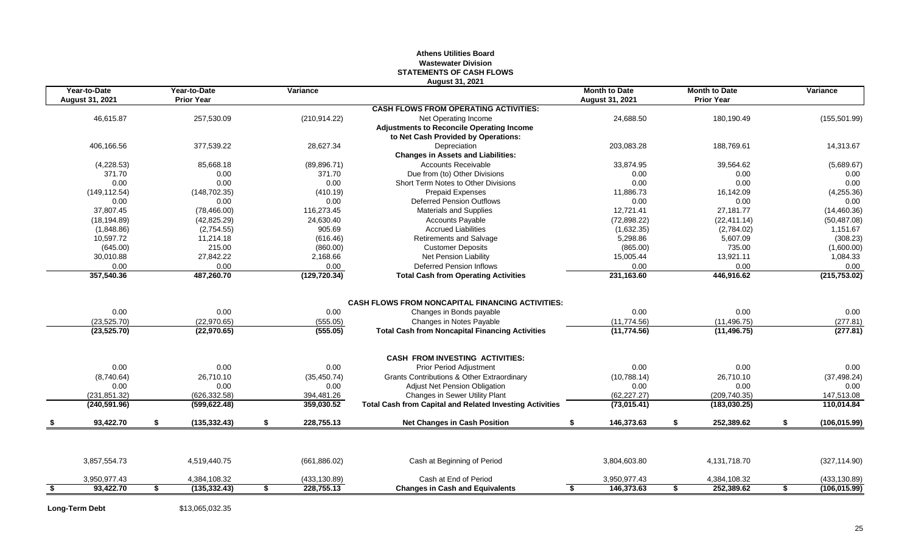# Athens Utilities Board
## Wastewater Division
### STATEMENTS OF CASH FLOWS
#### August 31, 2021

| Year-to-Date August 31, 2021 | Year-to-Date Prior Year | Variance | | Month to Date August 31, 2021 | Month to Date Prior Year | Variance |
|---|---|---|---|---|---|---|
| | | | **CASH FLOWS FROM OPERATING ACTIVITIES:** | | | |
| 46,615.87 | 257,530.09 | (210,914.22) | Net Operating Income | 24,688.50 | 180,190.49 | (155,501.99) |
| | | | **Adjustments to Reconcile Operating Income to Net Cash Provided by Operations:** | | | |
| 406,166.56 | 377,539.22 | 28,627.34 | Depreciation | 203,083.28 | 188,769.61 | 14,313.67 |
| | | | **Changes in Assets and Liabilities:** | | | |
| (4,228.53) | 85,668.18 | (89,896.71) | Accounts Receivable | 33,874.95 | 39,564.62 | (5,689.67) |
| 371.70 | 0.00 | 371.70 | Due from (to) Other Divisions | 0.00 | 0.00 | 0.00 |
| 0.00 | 0.00 | 0.00 | Short Term Notes to Other Divisions | 0.00 | 0.00 | 0.00 |
| (149,112.54) | (148,702.35) | (410.19) | Prepaid Expenses | 11,886.73 | 16,142.09 | (4,255.36) |
| 0.00 | 0.00 | 0.00 | Deferred Pension Outflows | 0.00 | 0.00 | 0.00 |
| 37,807.45 | (78,466.00) | 116,273.45 | Materials and Supplies | 12,721.41 | 27,181.77 | (14,460.36) |
| (18,194.89) | (42,825.29) | 24,630.40 | Accounts Payable | (72,898.22) | (22,411.14) | (50,487.08) |
| (1,848.86) | (2,754.55) | 905.69 | Accrued Liabilities | (1,632.35) | (2,784.02) | 1,151.67 |
| 10,597.72 | 11,214.18 | (616.46) | Retirements and Salvage | 5,298.86 | 5,607.09 | (308.23) |
| (645.00) | 215.00 | (860.00) | Customer Deposits | (865.00) | 735.00 | (1,600.00) |
| 30,010.88 | 27,842.22 | 2,168.66 | Net Pension Liability | 15,005.44 | 13,921.11 | 1,084.33 |
| 0.00 | 0.00 | 0.00 | Deferred Pension Inflows | 0.00 | 0.00 | 0.00 |
| **357,540.36** | **487,260.70** | **(129,720.34)** | **Total Cash from Operating Activities** | **231,163.60** | **446,916.62** | **(215,753.02)** |
| | | | **CASH FLOWS FROM NONCAPITAL FINANCING ACTIVITIES:** | | | |
| 0.00 | 0.00 | 0.00 | Changes in Bonds payable | 0.00 | 0.00 | 0.00 |
| (23,525.70) | (22,970.65) | (555.05) | Changes in Notes Payable | (11,774.56) | (11,496.75) | (277.81) |
| **(23,525.70)** | **(22,970.65)** | **(555.05)** | **Total Cash from Noncapital Financing Activities** | **(11,774.56)** | **(11,496.75)** | **(277.81)** |
| | | | **CASH FROM INVESTING ACTIVITIES:** | | | |
| 0.00 | 0.00 | 0.00 | Prior Period Adjustment | 0.00 | 0.00 | 0.00 |
| (8,740.64) | 26,710.10 | (35,450.74) | Grants Contributions & Other Extraordinary | (10,788.14) | 26,710.10 | (37,498.24) |
| 0.00 | 0.00 | 0.00 | Adjust Net Pension Obligation | 0.00 | 0.00 | 0.00 |
| (231,851.32) | (626,332.58) | 394,481.26 | Changes in Sewer Utility Plant | (62,227.27) | (209,740.35) | 147,513.08 |
| **(240,591.96)** | **(599,622.48)** | **359,030.52** | **Total Cash from Capital and Related Investing Activities** | **(73,015.41)** | **(183,030.25)** | **110,014.84** |
| **$ 93,422.70** | **$ (135,332.43)** | **$ 228,755.13** | **Net Changes in Cash Position** | **$ 146,373.63** | **$ 252,389.62** | **$ (106,015.99)** |
| 3,857,554.73 | 4,519,440.75 | (661,886.02) | Cash at Beginning of Period | 3,804,603.80 | 4,131,718.70 | (327,114.90) |
| 3,950,977.43 | 4,384,108.32 | (433,130.89) | Cash at End of Period | 3,950,977.43 | 4,384,108.32 | (433,130.89) |
| **$ 93,422.70** | **$ (135,332.43)** | **$ 228,755.13** | **Changes in Cash and Equivalents** | **$ 146,373.63** | **$ 252,389.62** | **$ (106,015.99)** |

**Long-Term Debt** $13,065,032.35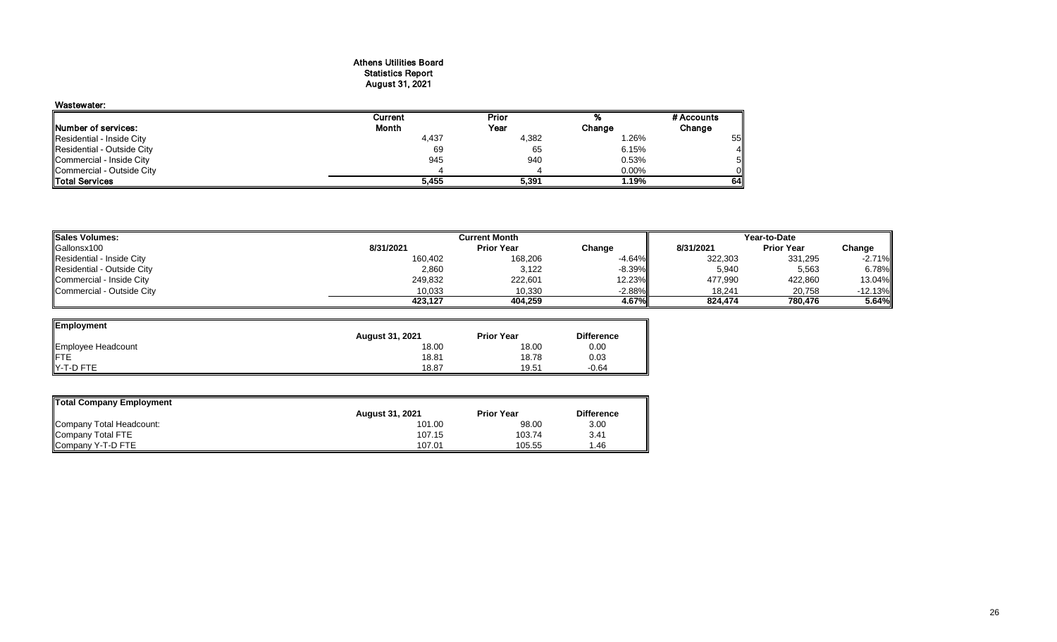# Athens Utilities Board
## Statistics Report
## August 31, 2021

### Wastewater:

| Number of services: | Current Month | Prior Year | % Change | # Accounts Change |
|---|---|---|---|---|
| Residential - Inside City | 4,437 | 4,382 | 1.26% | 55 |
| Residential - Outside City | 69 | 65 | 6.15% | 4 |
| Commercial - Inside City | 945 | 940 | 0.53% | 5 |
| Commercial - Outside City | 4 | 4 | 0.00% | 0 |
| **Total Services** | **5,455** | **5,391** | **1.19%** | **64** |

| Sales Volumes: | Current Month | | | Year-to-Date | | |
|---|---|---|---|---|---|---|
| Gallonsx100 | 8/31/2021 | Prior Year | Change | 8/31/2021 | Prior Year | Change |
| Residential - Inside City | 160,402 | 168,206 | -4.64% | 322,303 | 331,295 | -2.71% |
| Residential - Outside City | 2,860 | 3,122 | -8.39% | 5,940 | 5,563 | 6.78% |
| Commercial - Inside City | 249,832 | 222,601 | 12.23% | 477,990 | 422,860 | 13.04% |
| Commercial - Outside City | 10,033 | 10,330 | -2.88% | 18,241 | 20,758 | -12.13% |
| | **423,127** | **404,259** | **4.67%** | **824,474** | **780,476** | **5.64%** |

| Employment | August 31, 2021 | Prior Year | Difference |
|---|---|---|---|
| Employee Headcount | 18.00 | 18.00 | 0.00 |
| FTE | 18.81 | 18.78 | 0.03 |
| Y-T-D FTE | 18.87 | 19.51 | -0.64 |

| Total Company Employment | August 31, 2021 | Prior Year | Difference |
|---|---|---|---|
| Company Total Headcount: | 101.00 | 98.00 | 3.00 |
| Company Total FTE | 107.15 | 103.74 | 3.41 |
| Company Y-T-D FTE | 107.01 | 105.55 | 1.46 |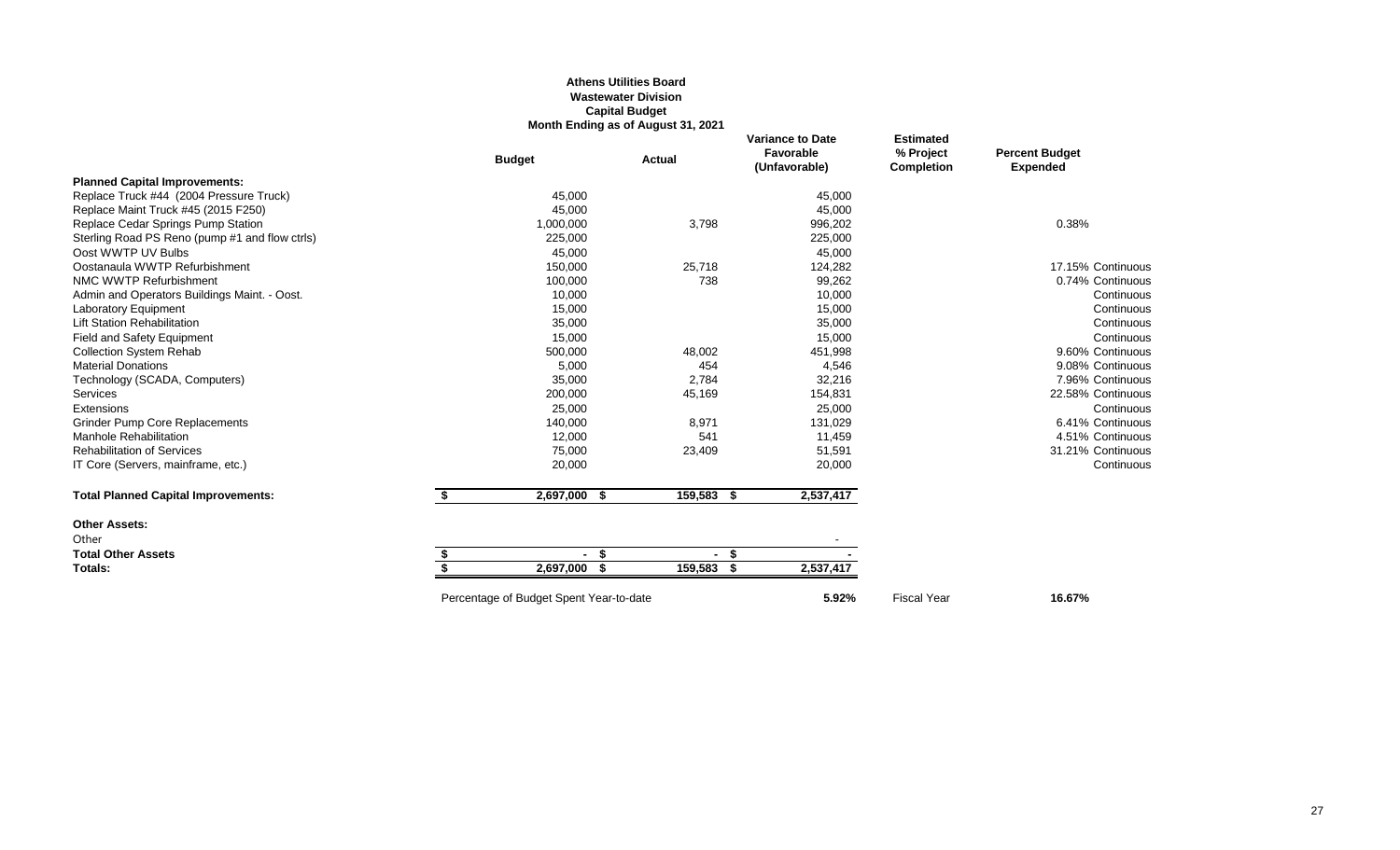**Athens Utilities Board**
**Wastewater Division**
**Capital Budget**
**Month Ending as of August 31, 2021**

| | Budget | Actual | Variance to Date Favorable (Unfavorable) | Estimated % Project Completion | Percent Budget Expended |
|---|---|---|---|---|---|
| **Planned Capital Improvements:** | | | | | |
| Replace Truck #44 (2004 Pressure Truck) | 45,000 | | 45,000 | | |
| Replace Maint Truck #45 (2015 F250) | 45,000 | | 45,000 | | |
| Replace Cedar Springs Pump Station | 1,000,000 | 3,798 | 996,202 | | 0.38% |
| Sterling Road PS Reno (pump #1 and flow ctrls) | 225,000 | | 225,000 | | |
| Oost WWTP UV Bulbs | 45,000 | | 45,000 | | |
| Oostanaula WWTP Refurbishment | 150,000 | 25,718 | 124,282 | | 17.15% Continuous |
| NMC WWTP Refurbishment | 100,000 | 738 | 99,262 | | 0.74% Continuous |
| Admin and Operators Buildings Maint. - Oost. | 10,000 | | 10,000 | | Continuous |
| Laboratory Equipment | 15,000 | | 15,000 | | Continuous |
| Lift Station Rehabilitation | 35,000 | | 35,000 | | Continuous |
| Field and Safety Equipment | 15,000 | | 15,000 | | Continuous |
| Collection System Rehab | 500,000 | 48,002 | 451,998 | | 9.60% Continuous |
| Material Donations | 5,000 | 454 | 4,546 | | 9.08% Continuous |
| Technology (SCADA, Computers) | 35,000 | 2,784 | 32,216 | | 7.96% Continuous |
| Services | 200,000 | 45,169 | 154,831 | | 22.58% Continuous |
| Extensions | 25,000 | | 25,000 | | Continuous |
| Grinder Pump Core Replacements | 140,000 | 8,971 | 131,029 | | 6.41% Continuous |
| Manhole Rehabilitation | 12,000 | 541 | 11,459 | | 4.51% Continuous |
| Rehabilitation of Services | 75,000 | 23,409 | 51,591 | | 31.21% Continuous |
| IT Core (Servers, mainframe, etc.) | 20,000 | | 20,000 | | Continuous |
| **Total Planned Capital Improvements:** | $ 2,697,000 | $ 159,583 | $ 2,537,417 | | |
| **Other Assets:** | | | | | |
| Other | | | - | | |
| **Total Other Assets** | $ - | $ - | $ - | | |
| **Totals:** | $ 2,697,000 | $ 159,583 | $ 2,537,417 | | |
| | Percentage of Budget Spent Year-to-date | | **5.92%** | Fiscal Year | **16.67%** |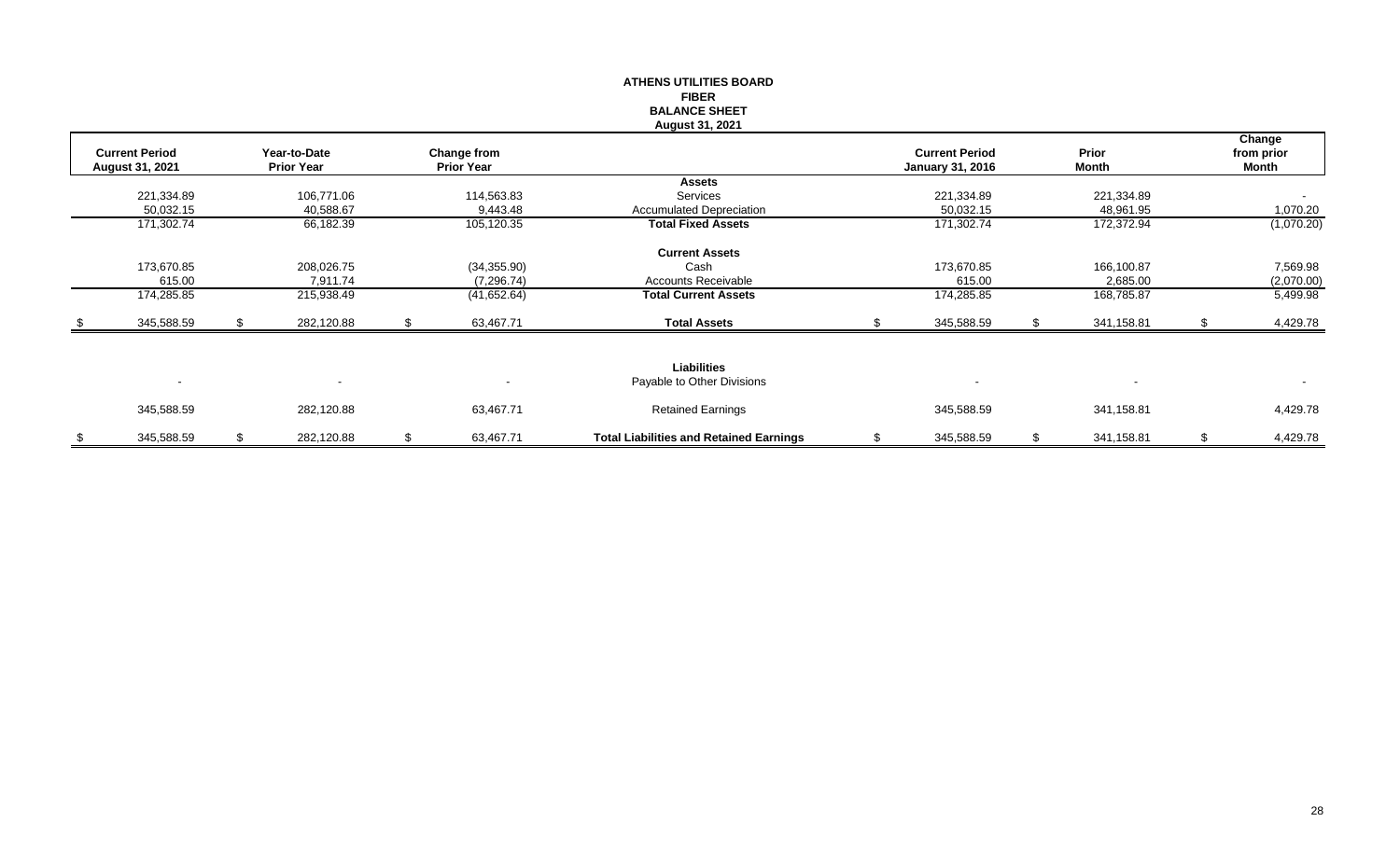**ATHENS UTILITIES BOARD**
**FIBER**
**BALANCE SHEET**
**August 31, 2021**

| Current Period August 31, 2021 | Year-to-Date Prior Year | Change from Prior Year | | Current Period January 31, 2016 | Prior Month | Change from prior Month |
|---|---|---|---|---|---|---|
| | | | **Assets** | | | |
| 221,334.89 | 106,771.06 | 114,563.83 | Services | 221,334.89 | 221,334.89 | - |
| 50,032.15 | 40,588.67 | 9,443.48 | Accumulated Depreciation | 50,032.15 | 48,961.95 | 1,070.20 |
| 171,302.74 | 66,182.39 | 105,120.35 | **Total Fixed Assets** | 171,302.74 | 172,372.94 | (1,070.20) |
| | | | **Current Assets** | | | |
| 173,670.85 | 208,026.75 | (34,355.90) | Cash | 173,670.85 | 166,100.87 | 7,569.98 |
| 615.00 | 7,911.74 | (7,296.74) | Accounts Receivable | 615.00 | 2,685.00 | (2,070.00) |
| 174,285.85 | 215,938.49 | (41,652.64) | **Total Current Assets** | 174,285.85 | 168,785.87 | 5,499.98 |
| $ 345,588.59 | $ 282,120.88 | $ 63,467.71 | **Total Assets** | $ 345,588.59 | $ 341,158.81 | $ 4,429.78 |
| | | | **Liabilities** | | | |
| - | - | - | Payable to Other Divisions | - | - | - |
| 345,588.59 | 282,120.88 | 63,467.71 | Retained Earnings | 345,588.59 | 341,158.81 | 4,429.78 |
| $ 345,588.59 | $ 282,120.88 | $ 63,467.71 | **Total Liabilities and Retained Earnings** | $ 345,588.59 | $ 341,158.81 | $ 4,429.78 |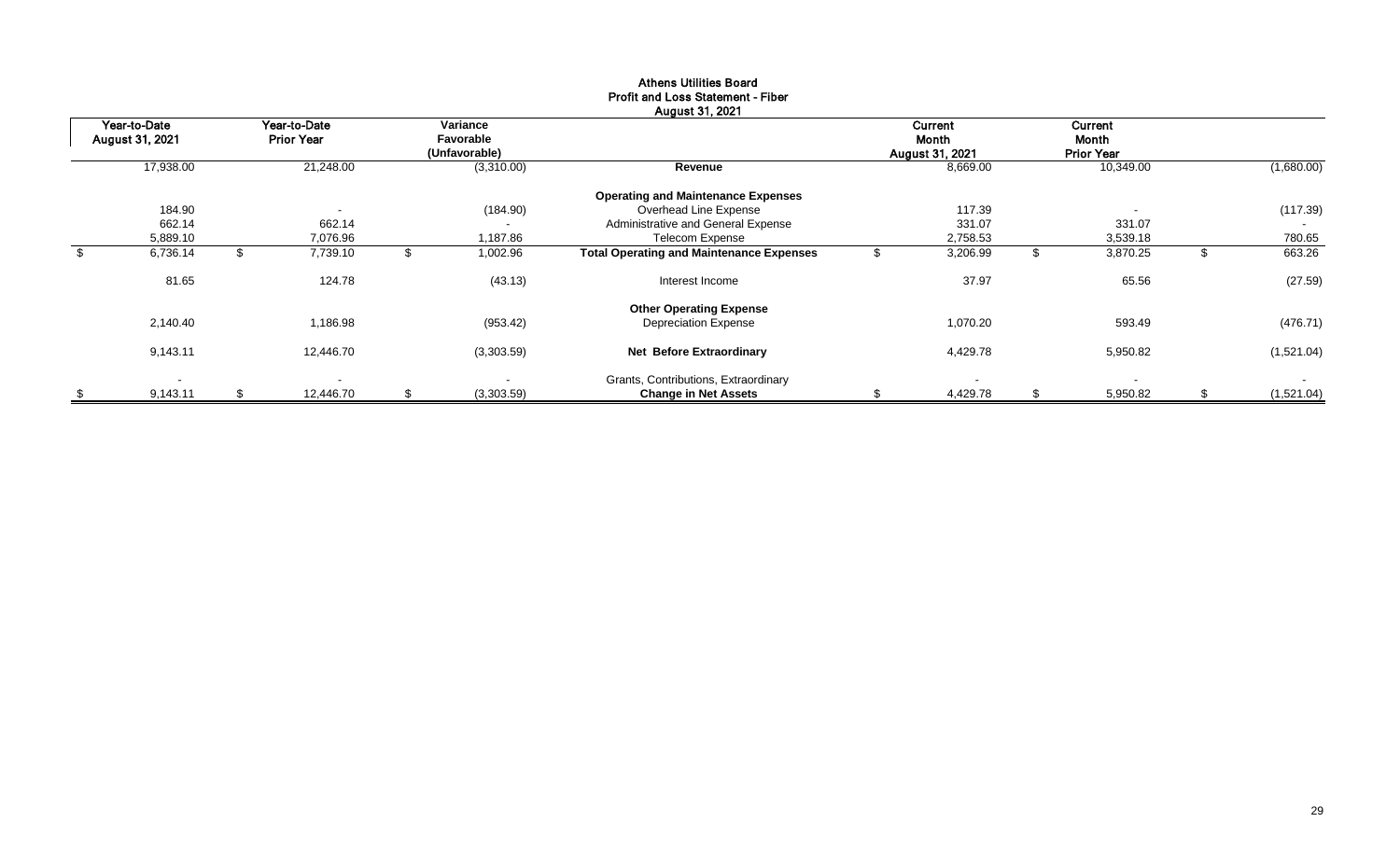**Athens Utilities Board**
**Profit and Loss Statement - Fiber**
**August 31, 2021**

| Year-to-Date August 31, 2021 | Year-to-Date Prior Year | Variance Favorable (Unfavorable) | | Current Month August 31, 2021 | Current Month Prior Year | |
|---|---|---|---|---|---|---|
| 17,938.00 | 21,248.00 | (3,310.00) | **Revenue** | 8,669.00 | 10,349.00 | (1,680.00) |
| | | | **Operating and Maintenance Expenses** | | | |
| 184.90 | - | (184.90) | Overhead Line Expense | 117.39 | - | (117.39) |
| 662.14 | 662.14 | - | Administrative and General Expense | 331.07 | 331.07 | - |
| 5,889.10 | 7,076.96 | 1,187.86 | Telecom Expense | 2,758.53 | 3,539.18 | 780.65 |
| $ 6,736.14 | $ 7,739.10 | $ 1,002.96 | **Total Operating and Maintenance Expenses** | $ 3,206.99 | $ 3,870.25 | $ 663.26 |
| 81.65 | 124.78 | (43.13) | Interest Income | 37.97 | 65.56 | (27.59) |
| | | | **Other Operating Expense** | | | |
| 2,140.40 | 1,186.98 | (953.42) | Depreciation Expense | 1,070.20 | 593.49 | (476.71) |
| 9,143.11 | 12,446.70 | (3,303.59) | **Net Before Extraordinary** | 4,429.78 | 5,950.82 | (1,521.04) |
| - | - | - | Grants, Contributions, Extraordinary | - | - | - |
| $ 9,143.11 | $ 12,446.70 | $ (3,303.59) | **Change in Net Assets** | $ 4,429.78 | $ 5,950.82 | $ (1,521.04) |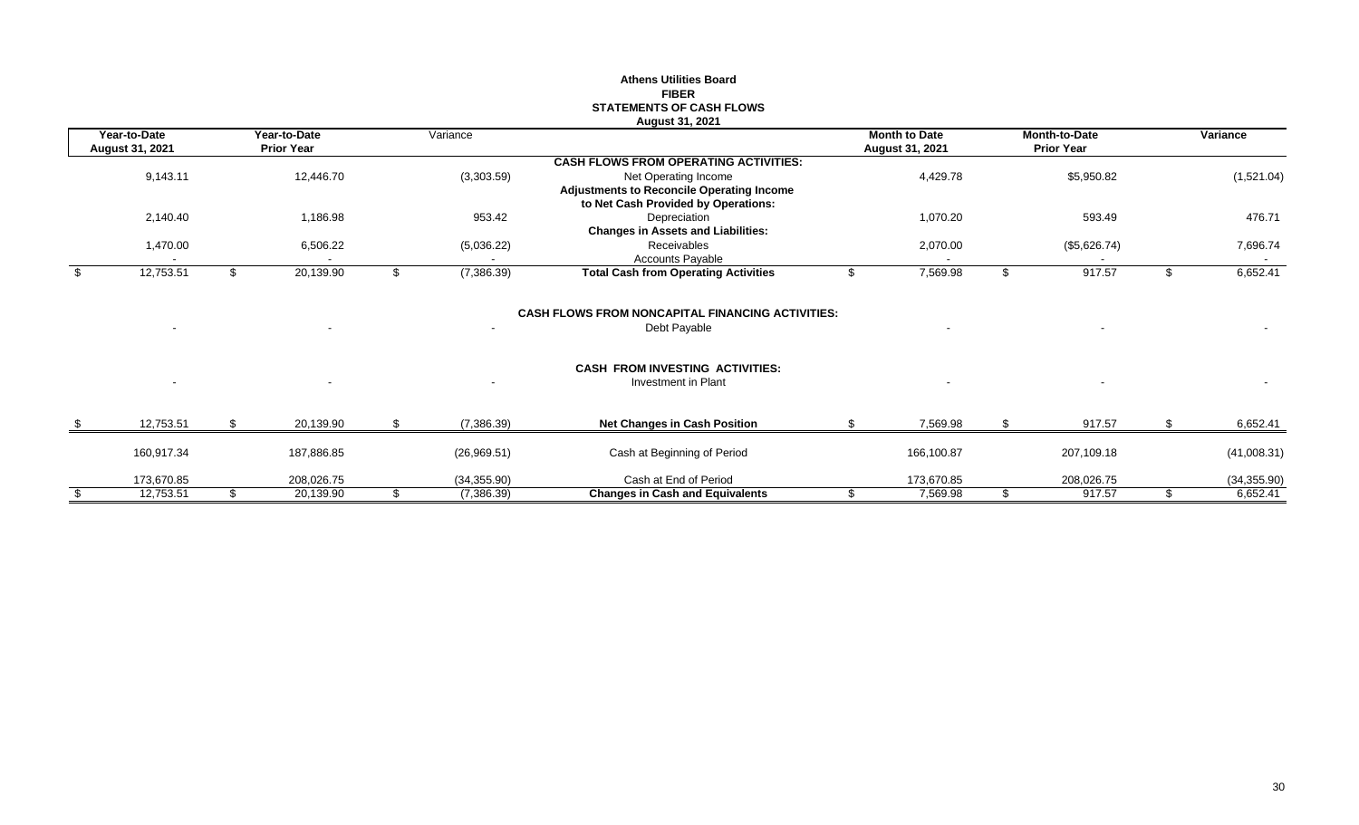# Athens Utilities Board
## FIBER
## STATEMENTS OF CASH FLOWS
### August 31, 2021

| Year-to-Date August 31, 2021 | Year-to-Date Prior Year | Variance | | Month to Date August 31, 2021 | Month-to-Date Prior Year | Variance |
|---|---|---|---|---|---|---|
| | | | **CASH FLOWS FROM OPERATING ACTIVITIES:** | | | |
| 9,143.11 | 12,446.70 | (3,303.59) | Net Operating Income | 4,429.78 | $5,950.82 | (1,521.04) |
| | | | **Adjustments to Reconcile Operating Income to Net Cash Provided by Operations:** | | | |
| 2,140.40 | 1,186.98 | 953.42 | Depreciation | 1,070.20 | 593.49 | 476.71 |
| | | | **Changes in Assets and Liabilities:** | | | |
| 1,470.00 | 6,506.22 | (5,036.22) | Receivables | 2,070.00 | ($5,626.74) | 7,696.74 |
| - | - | - | Accounts Payable | - | - | - |
| $ 12,753.51 | $ 20,139.90 | $ (7,386.39) | **Total Cash from Operating Activities** | $ 7,569.98 | $ 917.57 | $ 6,652.41 |
| | | | **CASH FLOWS FROM NONCAPITAL FINANCING ACTIVITIES:** | | | |
| - | - | - | Debt Payable | - | - | - |
| | | | **CASH FROM INVESTING ACTIVITIES:** | | | |
| - | - | - | Investment in Plant | - | - | - |
| $ 12,753.51 | $ 20,139.90 | $ (7,386.39) | **Net Changes in Cash Position** | $ 7,569.98 | $ 917.57 | $ 6,652.41 |
| 160,917.34 | 187,886.85 | (26,969.51) | Cash at Beginning of Period | 166,100.87 | 207,109.18 | (41,008.31) |
| 173,670.85 | 208,026.75 | (34,355.90) | Cash at End of Period | 173,670.85 | 208,026.75 | (34,355.90) |
| $ 12,753.51 | $ 20,139.90 | $ (7,386.39) | **Changes in Cash and Equivalents** | $ 7,569.98 | $ 917.57 | $ 6,652.41 |